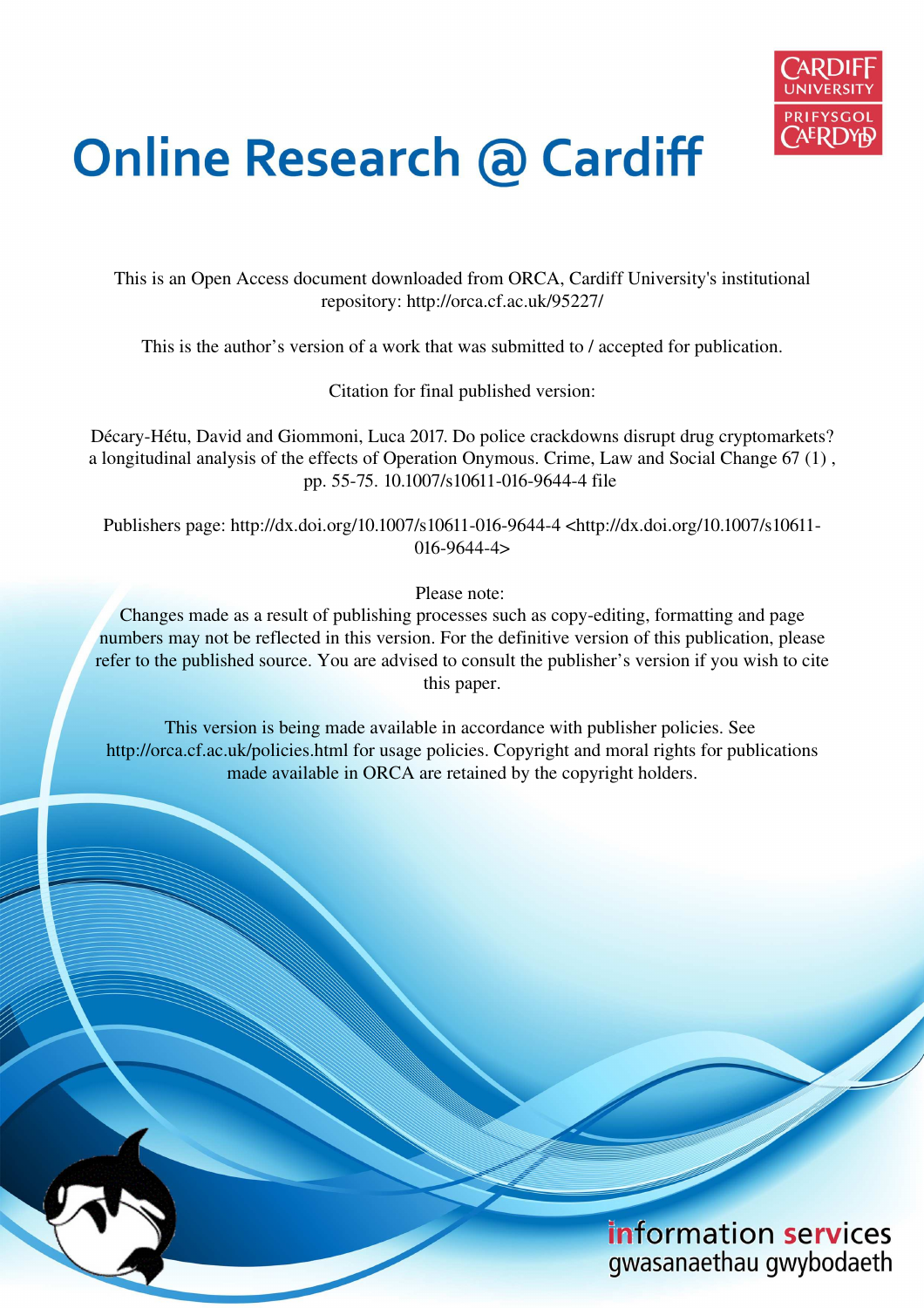# Online Research @ Cardiff

This is an Open Access document downloaded from ORCA, Cardiff University's institutional repository: http://orca.cf.ac.uk/95227/

This is the author's version of a work that was submitted to / accepted for publication.

Citation for final published version:

Décary-Hétu, David and Giommoni, Luca 2017. Do police crackdowns disrupt drug cryptomarkets? a longitudinal analysis of the effects of Operation Onymous. Crime, Law and Social Change 67 (1) , pp. 55-75. 10.1007/s10611-016-9644-4 file

Publishers page: http://dx.doi.org/10.1007/s10611-016-9644-4 <http://dx.doi.org/10.1007/s10611-016-9644-4>

Please note:
Changes made as a result of publishing processes such as copy-editing, formatting and page numbers may not be reflected in this version. For the definitive version of this publication, please refer to the published source. You are advised to consult the publisher's version if you wish to cite this paper.

This version is being made available in accordance with publisher policies. See http://orca.cf.ac.uk/policies.html for usage policies. Copyright and moral rights for publications made available in ORCA are retained by the copyright holders.

information services
gwasanaethau gwybodaeth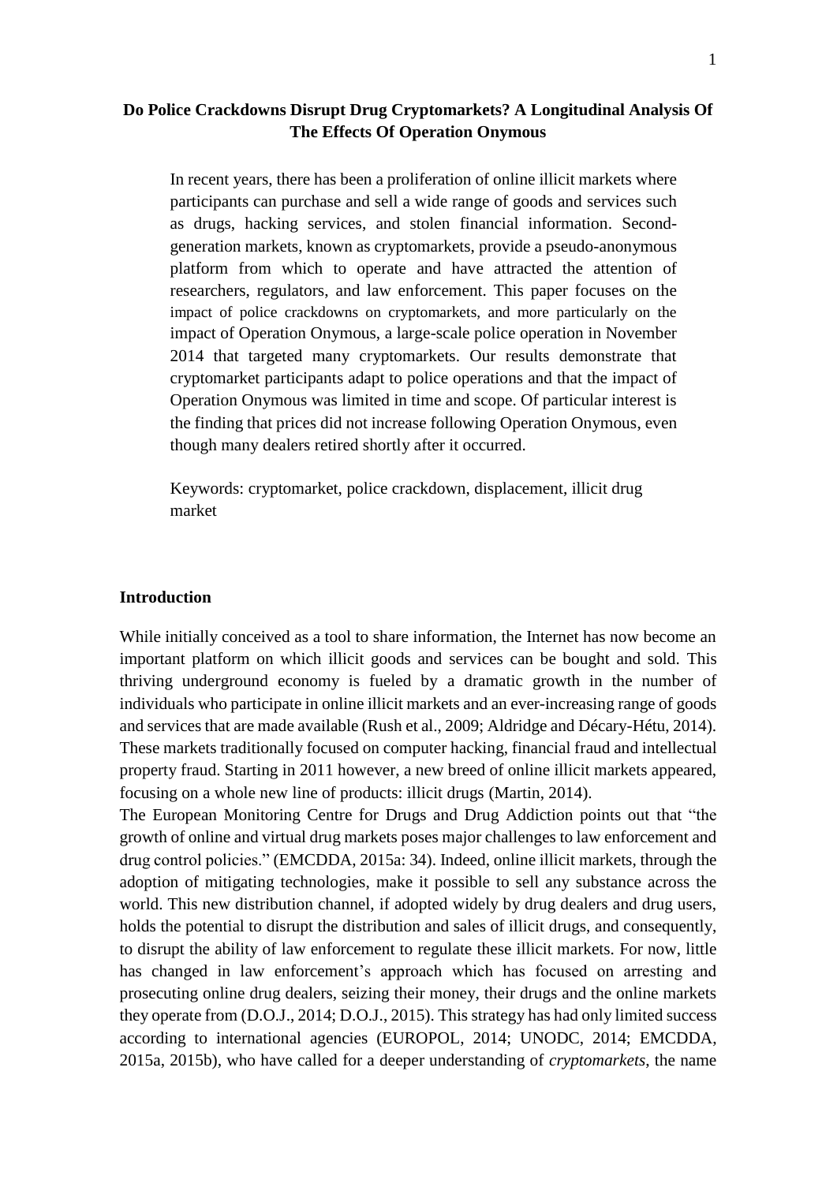# Do Police Crackdowns Disrupt Drug Cryptomarkets? A Longitudinal Analysis Of The Effects Of Operation Onymous

In recent years, there has been a proliferation of online illicit markets where participants can purchase and sell a wide range of goods and services such as drugs, hacking services, and stolen financial information. Second-generation markets, known as cryptomarkets, provide a pseudo-anonymous platform from which to operate and have attracted the attention of researchers, regulators, and law enforcement. This paper focuses on the impact of police crackdowns on cryptomarkets, and more particularly on the impact of Operation Onymous, a large-scale police operation in November 2014 that targeted many cryptomarkets. Our results demonstrate that cryptomarket participants adapt to police operations and that the impact of Operation Onymous was limited in time and scope. Of particular interest is the finding that prices did not increase following Operation Onymous, even though many dealers retired shortly after it occurred.

Keywords: cryptomarket, police crackdown, displacement, illicit drug market

## Introduction

While initially conceived as a tool to share information, the Internet has now become an important platform on which illicit goods and services can be bought and sold. This thriving underground economy is fueled by a dramatic growth in the number of individuals who participate in online illicit markets and an ever-increasing range of goods and services that are made available (Rush et al., 2009; Aldridge and Décary-Hétu, 2014). These markets traditionally focused on computer hacking, financial fraud and intellectual property fraud. Starting in 2011 however, a new breed of online illicit markets appeared, focusing on a whole new line of products: illicit drugs (Martin, 2014).

The European Monitoring Centre for Drugs and Drug Addiction points out that "the growth of online and virtual drug markets poses major challenges to law enforcement and drug control policies." (EMCDDA, 2015a: 34). Indeed, online illicit markets, through the adoption of mitigating technologies, make it possible to sell any substance across the world. This new distribution channel, if adopted widely by drug dealers and drug users, holds the potential to disrupt the distribution and sales of illicit drugs, and consequently, to disrupt the ability of law enforcement to regulate these illicit markets. For now, little has changed in law enforcement's approach which has focused on arresting and prosecuting online drug dealers, seizing their money, their drugs and the online markets they operate from (D.O.J., 2014; D.O.J., 2015). This strategy has had only limited success according to international agencies (EUROPOL, 2014; UNODC, 2014; EMCDDA, 2015a, 2015b), who have called for a deeper understanding of *cryptomarkets*, the name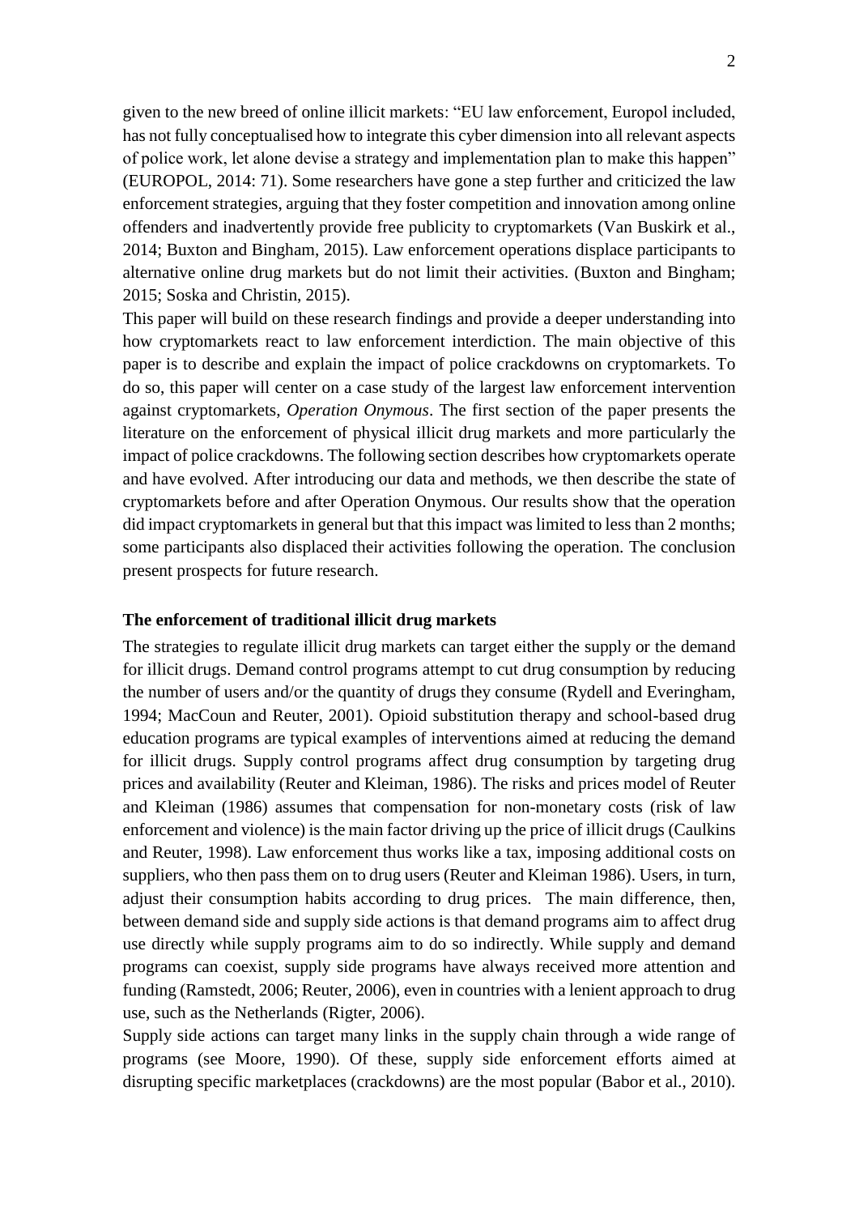given to the new breed of online illicit markets: "EU law enforcement, Europol included, has not fully conceptualised how to integrate this cyber dimension into all relevant aspects of police work, let alone devise a strategy and implementation plan to make this happen" (EUROPOL, 2014: 71). Some researchers have gone a step further and criticized the law enforcement strategies, arguing that they foster competition and innovation among online offenders and inadvertently provide free publicity to cryptomarkets (Van Buskirk et al., 2014; Buxton and Bingham, 2015). Law enforcement operations displace participants to alternative online drug markets but do not limit their activities. (Buxton and Bingham; 2015; Soska and Christin, 2015).

This paper will build on these research findings and provide a deeper understanding into how cryptomarkets react to law enforcement interdiction. The main objective of this paper is to describe and explain the impact of police crackdowns on cryptomarkets. To do so, this paper will center on a case study of the largest law enforcement intervention against cryptomarkets, *Operation Onymous*. The first section of the paper presents the literature on the enforcement of physical illicit drug markets and more particularly the impact of police crackdowns. The following section describes how cryptomarkets operate and have evolved. After introducing our data and methods, we then describe the state of cryptomarkets before and after Operation Onymous. Our results show that the operation did impact cryptomarkets in general but that this impact was limited to less than 2 months; some participants also displaced their activities following the operation. The conclusion present prospects for future research.

## The enforcement of traditional illicit drug markets

The strategies to regulate illicit drug markets can target either the supply or the demand for illicit drugs. Demand control programs attempt to cut drug consumption by reducing the number of users and/or the quantity of drugs they consume (Rydell and Everingham, 1994; MacCoun and Reuter, 2001). Opioid substitution therapy and school-based drug education programs are typical examples of interventions aimed at reducing the demand for illicit drugs. Supply control programs affect drug consumption by targeting drug prices and availability (Reuter and Kleiman, 1986). The risks and prices model of Reuter and Kleiman (1986) assumes that compensation for non-monetary costs (risk of law enforcement and violence) is the main factor driving up the price of illicit drugs (Caulkins and Reuter, 1998). Law enforcement thus works like a tax, imposing additional costs on suppliers, who then pass them on to drug users (Reuter and Kleiman 1986). Users, in turn, adjust their consumption habits according to drug prices. The main difference, then, between demand side and supply side actions is that demand programs aim to affect drug use directly while supply programs aim to do so indirectly. While supply and demand programs can coexist, supply side programs have always received more attention and funding (Ramstedt, 2006; Reuter, 2006), even in countries with a lenient approach to drug use, such as the Netherlands (Rigter, 2006).

Supply side actions can target many links in the supply chain through a wide range of programs (see Moore, 1990). Of these, supply side enforcement efforts aimed at disrupting specific marketplaces (crackdowns) are the most popular (Babor et al., 2010).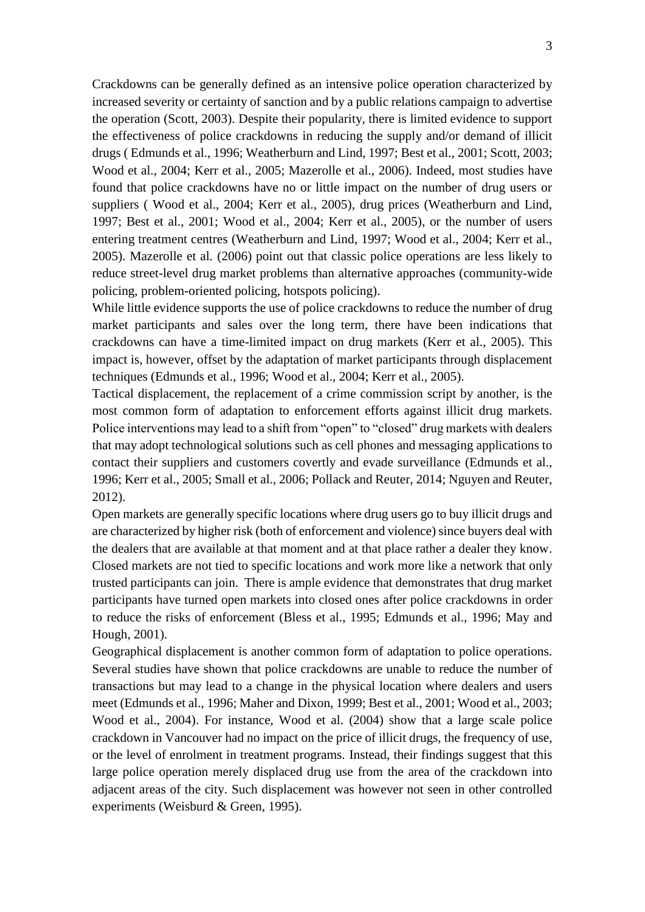Crackdowns can be generally defined as an intensive police operation characterized by increased severity or certainty of sanction and by a public relations campaign to advertise the operation (Scott, 2003). Despite their popularity, there is limited evidence to support the effectiveness of police crackdowns in reducing the supply and/or demand of illicit drugs ( Edmunds et al., 1996; Weatherburn and Lind, 1997; Best et al., 2001; Scott, 2003; Wood et al., 2004; Kerr et al., 2005; Mazerolle et al., 2006). Indeed, most studies have found that police crackdowns have no or little impact on the number of drug users or suppliers ( Wood et al., 2004; Kerr et al., 2005), drug prices (Weatherburn and Lind, 1997; Best et al., 2001; Wood et al., 2004; Kerr et al., 2005), or the number of users entering treatment centres (Weatherburn and Lind, 1997; Wood et al., 2004; Kerr et al., 2005). Mazerolle et al. (2006) point out that classic police operations are less likely to reduce street-level drug market problems than alternative approaches (community-wide policing, problem-oriented policing, hotspots policing).

While little evidence supports the use of police crackdowns to reduce the number of drug market participants and sales over the long term, there have been indications that crackdowns can have a time-limited impact on drug markets (Kerr et al., 2005). This impact is, however, offset by the adaptation of market participants through displacement techniques (Edmunds et al., 1996; Wood et al., 2004; Kerr et al., 2005).

Tactical displacement, the replacement of a crime commission script by another, is the most common form of adaptation to enforcement efforts against illicit drug markets. Police interventions may lead to a shift from "open" to "closed" drug markets with dealers that may adopt technological solutions such as cell phones and messaging applications to contact their suppliers and customers covertly and evade surveillance (Edmunds et al., 1996; Kerr et al., 2005; Small et al., 2006; Pollack and Reuter, 2014; Nguyen and Reuter, 2012).

Open markets are generally specific locations where drug users go to buy illicit drugs and are characterized by higher risk (both of enforcement and violence) since buyers deal with the dealers that are available at that moment and at that place rather a dealer they know. Closed markets are not tied to specific locations and work more like a network that only trusted participants can join. There is ample evidence that demonstrates that drug market participants have turned open markets into closed ones after police crackdowns in order to reduce the risks of enforcement (Bless et al., 1995; Edmunds et al., 1996; May and Hough, 2001).

Geographical displacement is another common form of adaptation to police operations. Several studies have shown that police crackdowns are unable to reduce the number of transactions but may lead to a change in the physical location where dealers and users meet (Edmunds et al., 1996; Maher and Dixon, 1999; Best et al., 2001; Wood et al., 2003; Wood et al., 2004). For instance, Wood et al. (2004) show that a large scale police crackdown in Vancouver had no impact on the price of illicit drugs, the frequency of use, or the level of enrolment in treatment programs. Instead, their findings suggest that this large police operation merely displaced drug use from the area of the crackdown into adjacent areas of the city. Such displacement was however not seen in other controlled experiments (Weisburd & Green, 1995).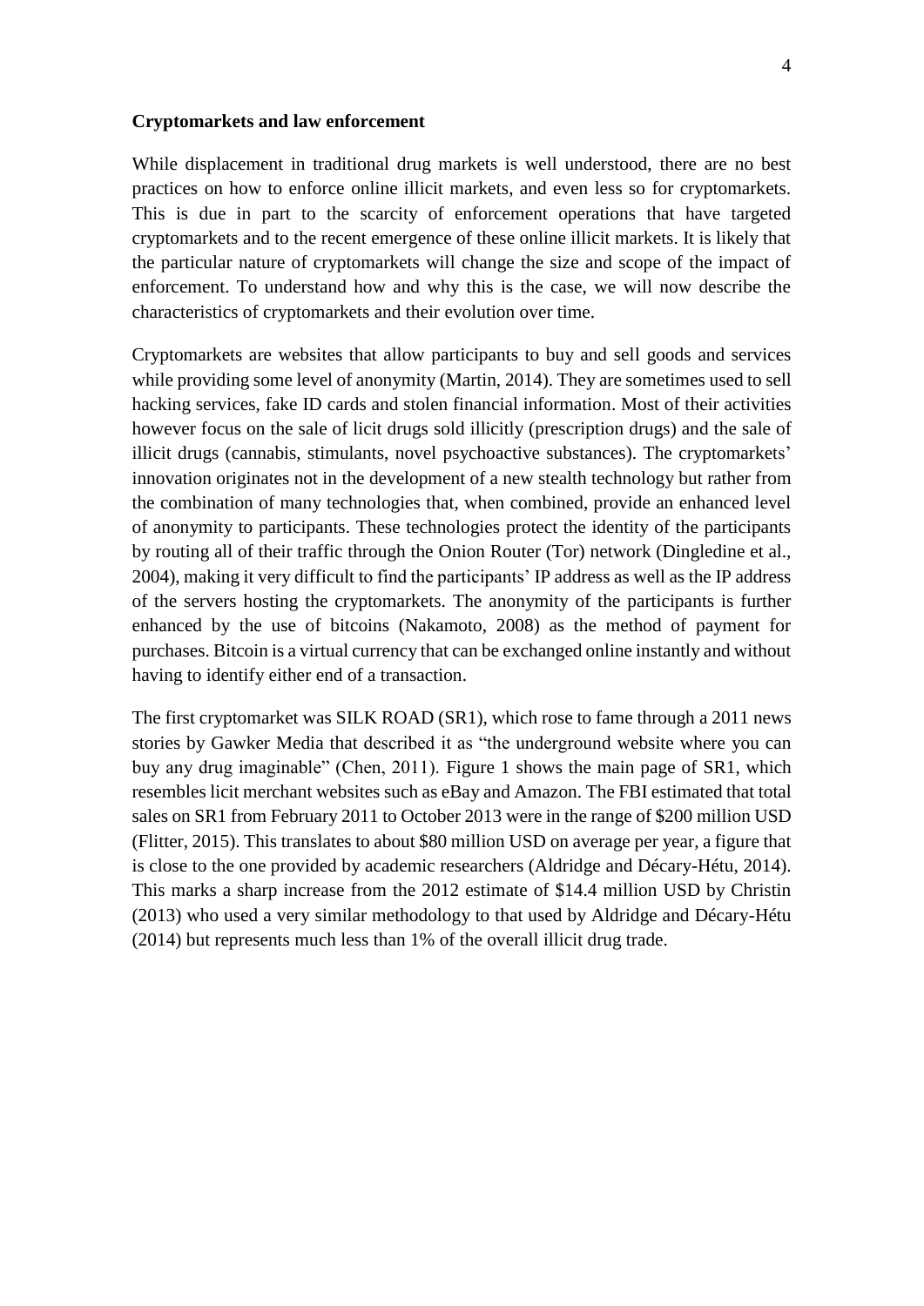**Cryptomarkets and law enforcement**

While displacement in traditional drug markets is well understood, there are no best practices on how to enforce online illicit markets, and even less so for cryptomarkets. This is due in part to the scarcity of enforcement operations that have targeted cryptomarkets and to the recent emergence of these online illicit markets. It is likely that the particular nature of cryptomarkets will change the size and scope of the impact of enforcement. To understand how and why this is the case, we will now describe the characteristics of cryptomarkets and their evolution over time.

Cryptomarkets are websites that allow participants to buy and sell goods and services while providing some level of anonymity (Martin, 2014). They are sometimes used to sell hacking services, fake ID cards and stolen financial information. Most of their activities however focus on the sale of licit drugs sold illicitly (prescription drugs) and the sale of illicit drugs (cannabis, stimulants, novel psychoactive substances). The cryptomarkets' innovation originates not in the development of a new stealth technology but rather from the combination of many technologies that, when combined, provide an enhanced level of anonymity to participants. These technologies protect the identity of the participants by routing all of their traffic through the Onion Router (Tor) network (Dingledine et al., 2004), making it very difficult to find the participants' IP address as well as the IP address of the servers hosting the cryptomarkets. The anonymity of the participants is further enhanced by the use of bitcoins (Nakamoto, 2008) as the method of payment for purchases. Bitcoin is a virtual currency that can be exchanged online instantly and without having to identify either end of a transaction.

The first cryptomarket was SILK ROAD (SR1), which rose to fame through a 2011 news stories by Gawker Media that described it as "the underground website where you can buy any drug imaginable" (Chen, 2011). Figure 1 shows the main page of SR1, which resembles licit merchant websites such as eBay and Amazon. The FBI estimated that total sales on SR1 from February 2011 to October 2013 were in the range of $200 million USD (Flitter, 2015). This translates to about $80 million USD on average per year, a figure that is close to the one provided by academic researchers (Aldridge and Décary-Hétu, 2014). This marks a sharp increase from the 2012 estimate of $14.4 million USD by Christin (2013) who used a very similar methodology to that used by Aldridge and Décary-Hétu (2014) but represents much less than 1% of the overall illicit drug trade.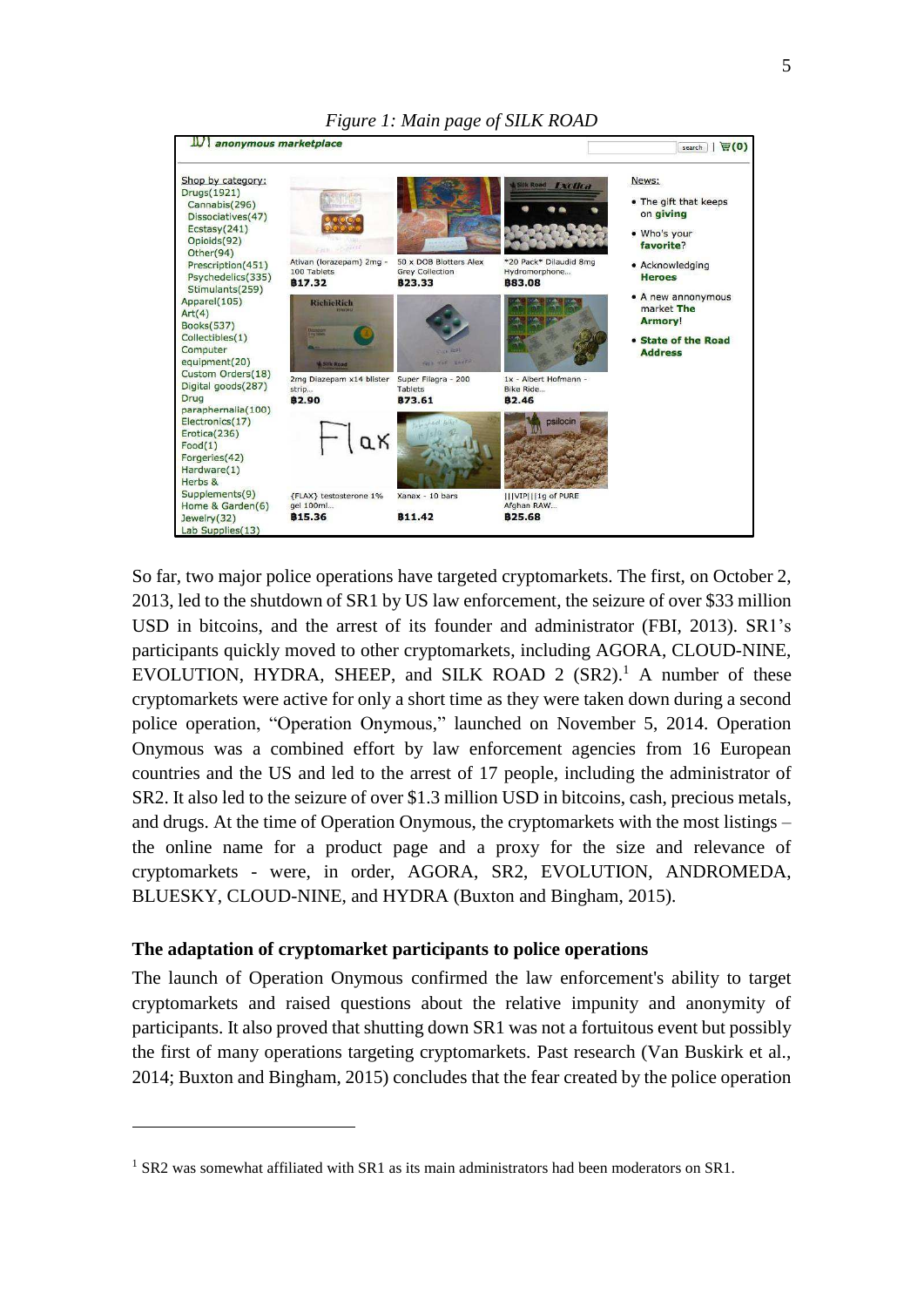*Figure 1: Main page of SILK ROAD*

So far, two major police operations have targeted cryptomarkets. The first, on October 2, 2013, led to the shutdown of SR1 by US law enforcement, the seizure of over $33 million USD in bitcoins, and the arrest of its founder and administrator (FBI, 2013). SR1's participants quickly moved to other cryptomarkets, including AGORA, CLOUD-NINE, EVOLUTION, HYDRA, SHEEP, and SILK ROAD 2 (SR2).[1] A number of these cryptomarkets were active for only a short time as they were taken down during a second police operation, "Operation Onymous," launched on November 5, 2014. Operation Onymous was a combined effort by law enforcement agencies from 16 European countries and the US and led to the arrest of 17 people, including the administrator of SR2. It also led to the seizure of over $1.3 million USD in bitcoins, cash, precious metals, and drugs. At the time of Operation Onymous, the cryptomarkets with the most listings – the online name for a product page and a proxy for the size and relevance of cryptomarkets - were, in order, AGORA, SR2, EVOLUTION, ANDROMEDA, BLUESKY, CLOUD-NINE, and HYDRA (Buxton and Bingham, 2015).

### The adaptation of cryptomarket participants to police operations

The launch of Operation Onymous confirmed the law enforcement's ability to target cryptomarkets and raised questions about the relative impunity and anonymity of participants. It also proved that shutting down SR1 was not a fortuitous event but possibly the first of many operations targeting cryptomarkets. Past research (Van Buskirk et al., 2014; Buxton and Bingham, 2015) concludes that the fear created by the police operation

[1] SR2 was somewhat affiliated with SR1 as its main administrators had been moderators on SR1.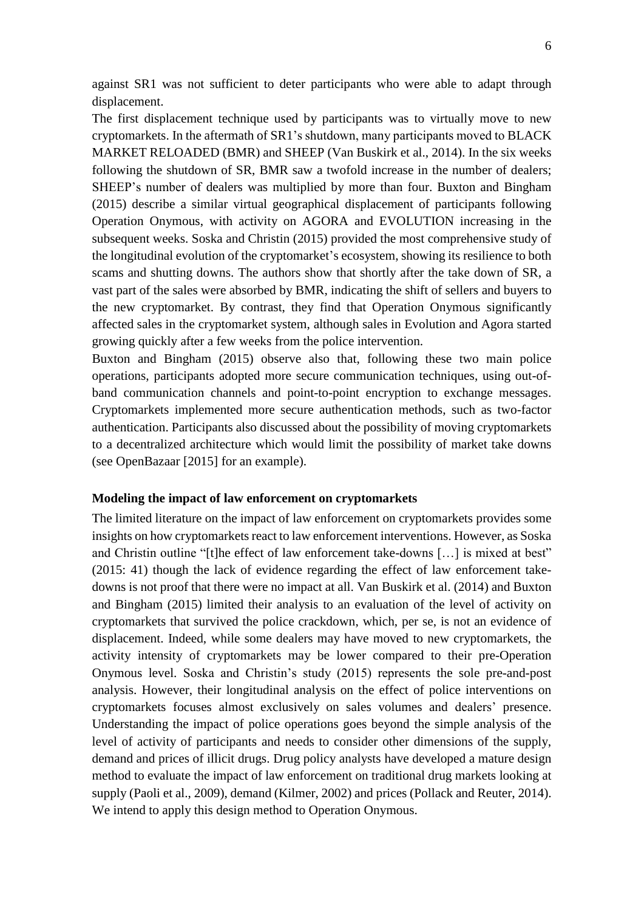against SR1 was not sufficient to deter participants who were able to adapt through displacement.

The first displacement technique used by participants was to virtually move to new cryptomarkets. In the aftermath of SR1's shutdown, many participants moved to BLACK MARKET RELOADED (BMR) and SHEEP (Van Buskirk et al., 2014). In the six weeks following the shutdown of SR, BMR saw a twofold increase in the number of dealers; SHEEP's number of dealers was multiplied by more than four. Buxton and Bingham (2015) describe a similar virtual geographical displacement of participants following Operation Onymous, with activity on AGORA and EVOLUTION increasing in the subsequent weeks. Soska and Christin (2015) provided the most comprehensive study of the longitudinal evolution of the cryptomarket's ecosystem, showing its resilience to both scams and shutting downs. The authors show that shortly after the take down of SR, a vast part of the sales were absorbed by BMR, indicating the shift of sellers and buyers to the new cryptomarket. By contrast, they find that Operation Onymous significantly affected sales in the cryptomarket system, although sales in Evolution and Agora started growing quickly after a few weeks from the police intervention.

Buxton and Bingham (2015) observe also that, following these two main police operations, participants adopted more secure communication techniques, using out-of-band communication channels and point-to-point encryption to exchange messages. Cryptomarkets implemented more secure authentication methods, such as two-factor authentication. Participants also discussed about the possibility of moving cryptomarkets to a decentralized architecture which would limit the possibility of market take downs (see OpenBazaar [2015] for an example).

**Modeling the impact of law enforcement on cryptomarkets**

The limited literature on the impact of law enforcement on cryptomarkets provides some insights on how cryptomarkets react to law enforcement interventions. However, as Soska and Christin outline "[t]he effect of law enforcement take-downs […] is mixed at best" (2015: 41) though the lack of evidence regarding the effect of law enforcement take-downs is not proof that there were no impact at all. Van Buskirk et al. (2014) and Buxton and Bingham (2015) limited their analysis to an evaluation of the level of activity on cryptomarkets that survived the police crackdown, which, per se, is not an evidence of displacement. Indeed, while some dealers may have moved to new cryptomarkets, the activity intensity of cryptomarkets may be lower compared to their pre-Operation Onymous level. Soska and Christin's study (2015) represents the sole pre-and-post analysis. However, their longitudinal analysis on the effect of police interventions on cryptomarkets focuses almost exclusively on sales volumes and dealers' presence. Understanding the impact of police operations goes beyond the simple analysis of the level of activity of participants and needs to consider other dimensions of the supply, demand and prices of illicit drugs. Drug policy analysts have developed a mature design method to evaluate the impact of law enforcement on traditional drug markets looking at supply (Paoli et al., 2009), demand (Kilmer, 2002) and prices (Pollack and Reuter, 2014). We intend to apply this design method to Operation Onymous.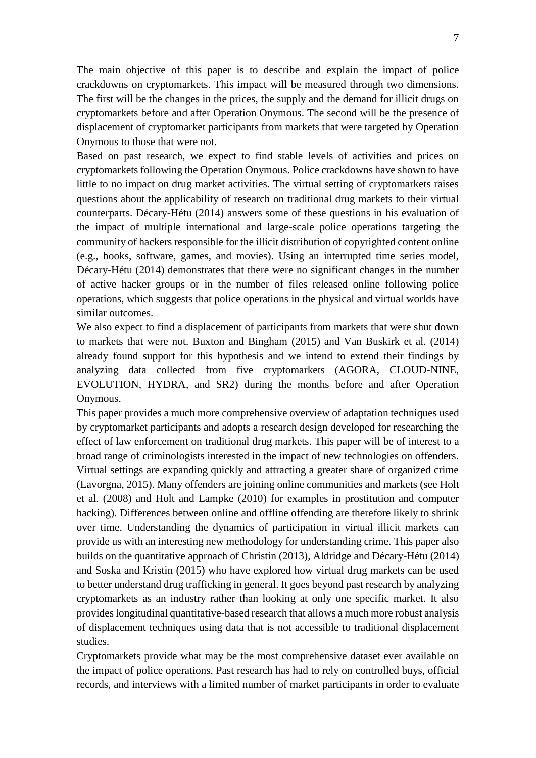The main objective of this paper is to describe and explain the impact of police crackdowns on cryptomarkets. This impact will be measured through two dimensions. The first will be the changes in the prices, the supply and the demand for illicit drugs on cryptomarkets before and after Operation Onymous. The second will be the presence of displacement of cryptomarket participants from markets that were targeted by Operation Onymous to those that were not.

Based on past research, we expect to find stable levels of activities and prices on cryptomarkets following the Operation Onymous. Police crackdowns have shown to have little to no impact on drug market activities. The virtual setting of cryptomarkets raises questions about the applicability of research on traditional drug markets to their virtual counterparts. Décary-Hétu (2014) answers some of these questions in his evaluation of the impact of multiple international and large-scale police operations targeting the community of hackers responsible for the illicit distribution of copyrighted content online (e.g., books, software, games, and movies). Using an interrupted time series model, Décary-Hétu (2014) demonstrates that there were no significant changes in the number of active hacker groups or in the number of files released online following police operations, which suggests that police operations in the physical and virtual worlds have similar outcomes.

We also expect to find a displacement of participants from markets that were shut down to markets that were not. Buxton and Bingham (2015) and Van Buskirk et al. (2014) already found support for this hypothesis and we intend to extend their findings by analyzing data collected from five cryptomarkets (AGORA, CLOUD-NINE, EVOLUTION, HYDRA, and SR2) during the months before and after Operation Onymous.

This paper provides a much more comprehensive overview of adaptation techniques used by cryptomarket participants and adopts a research design developed for researching the effect of law enforcement on traditional drug markets. This paper will be of interest to a broad range of criminologists interested in the impact of new technologies on offenders. Virtual settings are expanding quickly and attracting a greater share of organized crime (Lavorgna, 2015). Many offenders are joining online communities and markets (see Holt et al. (2008) and Holt and Lampke (2010) for examples in prostitution and computer hacking). Differences between online and offline offending are therefore likely to shrink over time. Understanding the dynamics of participation in virtual illicit markets can provide us with an interesting new methodology for understanding crime. This paper also builds on the quantitative approach of Christin (2013), Aldridge and Décary-Hétu (2014) and Soska and Kristin (2015) who have explored how virtual drug markets can be used to better understand drug trafficking in general. It goes beyond past research by analyzing cryptomarkets as an industry rather than looking at only one specific market. It also provides longitudinal quantitative-based research that allows a much more robust analysis of displacement techniques using data that is not accessible to traditional displacement studies.

Cryptomarkets provide what may be the most comprehensive dataset ever available on the impact of police operations. Past research has had to rely on controlled buys, official records, and interviews with a limited number of market participants in order to evaluate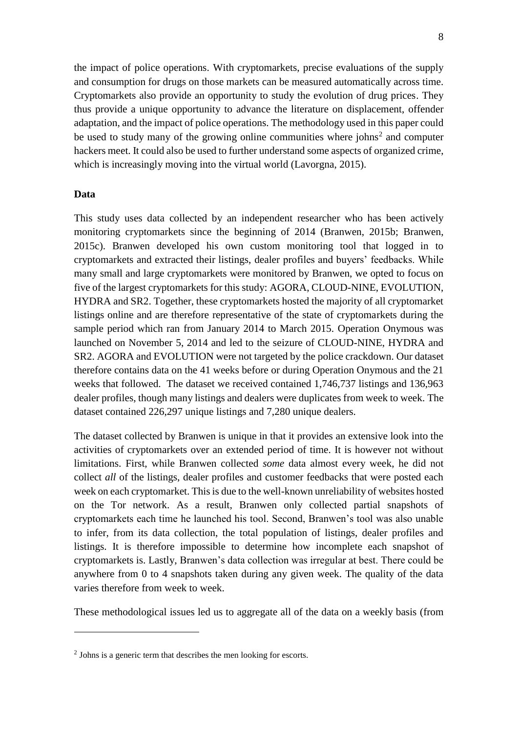the impact of police operations. With cryptomarkets, precise evaluations of the supply and consumption for drugs on those markets can be measured automatically across time. Cryptomarkets also provide an opportunity to study the evolution of drug prices. They thus provide a unique opportunity to advance the literature on displacement, offender adaptation, and the impact of police operations. The methodology used in this paper could be used to study many of the growing online communities where johns[2] and computer hackers meet. It could also be used to further understand some aspects of organized crime, which is increasingly moving into the virtual world (Lavorgna, 2015).

**Data**

This study uses data collected by an independent researcher who has been actively monitoring cryptomarkets since the beginning of 2014 (Branwen, 2015b; Branwen, 2015c). Branwen developed his own custom monitoring tool that logged in to cryptomarkets and extracted their listings, dealer profiles and buyers' feedbacks. While many small and large cryptomarkets were monitored by Branwen, we opted to focus on five of the largest cryptomarkets for this study: AGORA, CLOUD-NINE, EVOLUTION, HYDRA and SR2. Together, these cryptomarkets hosted the majority of all cryptomarket listings online and are therefore representative of the state of cryptomarkets during the sample period which ran from January 2014 to March 2015. Operation Onymous was launched on November 5, 2014 and led to the seizure of CLOUD-NINE, HYDRA and SR2. AGORA and EVOLUTION were not targeted by the police crackdown. Our dataset therefore contains data on the 41 weeks before or during Operation Onymous and the 21 weeks that followed. The dataset we received contained 1,746,737 listings and 136,963 dealer profiles, though many listings and dealers were duplicates from week to week. The dataset contained 226,297 unique listings and 7,280 unique dealers.

The dataset collected by Branwen is unique in that it provides an extensive look into the activities of cryptomarkets over an extended period of time. It is however not without limitations. First, while Branwen collected *some* data almost every week, he did not collect *all* of the listings, dealer profiles and customer feedbacks that were posted each week on each cryptomarket. This is due to the well-known unreliability of websites hosted on the Tor network. As a result, Branwen only collected partial snapshots of cryptomarkets each time he launched his tool. Second, Branwen's tool was also unable to infer, from its data collection, the total population of listings, dealer profiles and listings. It is therefore impossible to determine how incomplete each snapshot of cryptomarkets is. Lastly, Branwen's data collection was irregular at best. There could be anywhere from 0 to 4 snapshots taken during any given week. The quality of the data varies therefore from week to week.

These methodological issues led us to aggregate all of the data on a weekly basis (from

[2] Johns is a generic term that describes the men looking for escorts.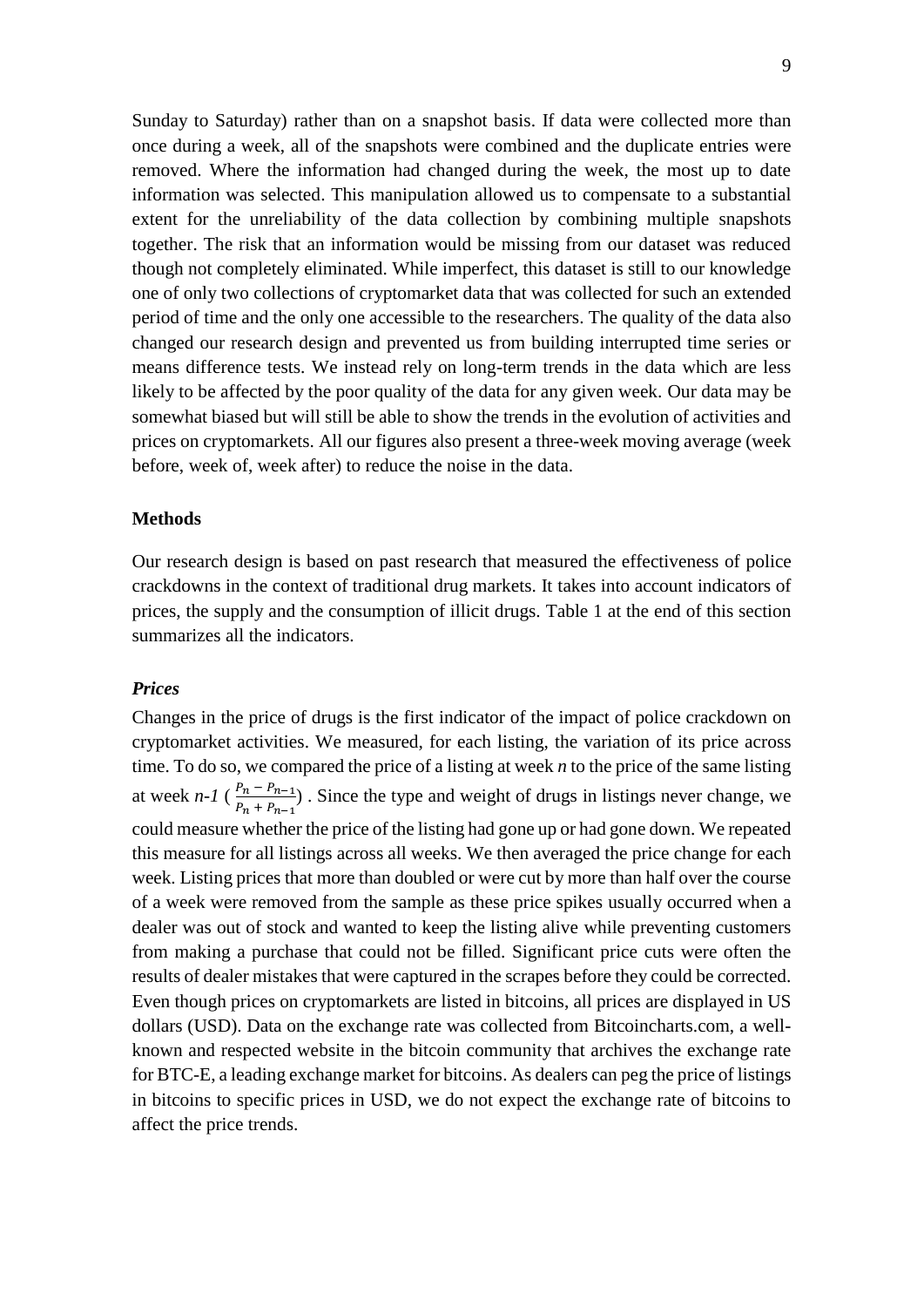Sunday to Saturday) rather than on a snapshot basis. If data were collected more than once during a week, all of the snapshots were combined and the duplicate entries were removed. Where the information had changed during the week, the most up to date information was selected. This manipulation allowed us to compensate to a substantial extent for the unreliability of the data collection by combining multiple snapshots together. The risk that an information would be missing from our dataset was reduced though not completely eliminated. While imperfect, this dataset is still to our knowledge one of only two collections of cryptomarket data that was collected for such an extended period of time and the only one accessible to the researchers. The quality of the data also changed our research design and prevented us from building interrupted time series or means difference tests. We instead rely on long-term trends in the data which are less likely to be affected by the poor quality of the data for any given week. Our data may be somewhat biased but will still be able to show the trends in the evolution of activities and prices on cryptomarkets. All our figures also present a three-week moving average (week before, week of, week after) to reduce the noise in the data.

### Methods

Our research design is based on past research that measured the effectiveness of police crackdowns in the context of traditional drug markets. It takes into account indicators of prices, the supply and the consumption of illicit drugs. Table 1 at the end of this section summarizes all the indicators.

#### *Prices*

Changes in the price of drugs is the first indicator of the impact of police crackdown on cryptomarket activities. We measured, for each listing, the variation of its price across time. To do so, we compared the price of a listing at week $n$ to the price of the same listing at week $n-1$ ($\frac{P_n - P_{n-1}}{P_n + P_{n-1}}$) . Since the type and weight of drugs in listings never change, we could measure whether the price of the listing had gone up or had gone down. We repeated this measure for all listings across all weeks. We then averaged the price change for each week. Listing prices that more than doubled or were cut by more than half over the course of a week were removed from the sample as these price spikes usually occurred when a dealer was out of stock and wanted to keep the listing alive while preventing customers from making a purchase that could not be filled. Significant price cuts were often the results of dealer mistakes that were captured in the scrapes before they could be corrected. Even though prices on cryptomarkets are listed in bitcoins, all prices are displayed in US dollars (USD). Data on the exchange rate was collected from Bitcoincharts.com, a well-known and respected website in the bitcoin community that archives the exchange rate for BTC-E, a leading exchange market for bitcoins. As dealers can peg the price of listings in bitcoins to specific prices in USD, we do not expect the exchange rate of bitcoins to affect the price trends.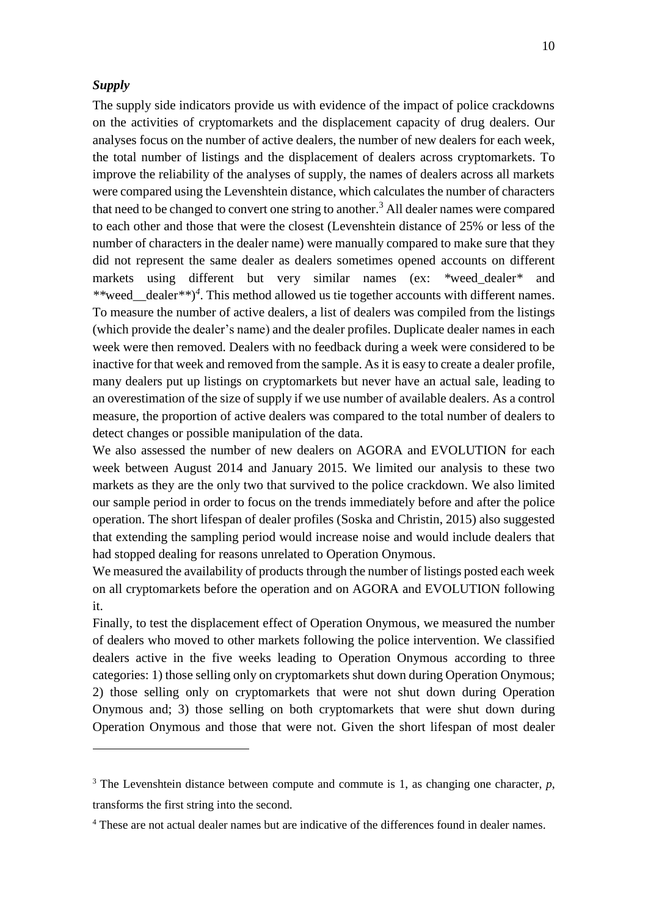### *Supply*

The supply side indicators provide us with evidence of the impact of police crackdowns on the activities of cryptomarkets and the displacement capacity of drug dealers. Our analyses focus on the number of active dealers, the number of new dealers for each week, the total number of listings and the displacement of dealers across cryptomarkets. To improve the reliability of the analyses of supply, the names of dealers across all markets were compared using the Levenshtein distance, which calculates the number of characters that need to be changed to convert one string to another.[3] All dealer names were compared to each other and those that were the closest (Levenshtein distance of 25% or less of the number of characters in the dealer name) were manually compared to make sure that they did not represent the same dealer as dealers sometimes opened accounts on different markets using different but very similar names (ex: *weed_dealer* and **weed__dealer**)[4]. This method allowed us tie together accounts with different names. To measure the number of active dealers, a list of dealers was compiled from the listings (which provide the dealer's name) and the dealer profiles. Duplicate dealer names in each week were then removed. Dealers with no feedback during a week were considered to be inactive for that week and removed from the sample. As it is easy to create a dealer profile, many dealers put up listings on cryptomarkets but never have an actual sale, leading to an overestimation of the size of supply if we use number of available dealers. As a control measure, the proportion of active dealers was compared to the total number of dealers to detect changes or possible manipulation of the data.

We also assessed the number of new dealers on AGORA and EVOLUTION for each week between August 2014 and January 2015. We limited our analysis to these two markets as they are the only two that survived to the police crackdown. We also limited our sample period in order to focus on the trends immediately before and after the police operation. The short lifespan of dealer profiles (Soska and Christin, 2015) also suggested that extending the sampling period would increase noise and would include dealers that had stopped dealing for reasons unrelated to Operation Onymous.

We measured the availability of products through the number of listings posted each week on all cryptomarkets before the operation and on AGORA and EVOLUTION following it.

Finally, to test the displacement effect of Operation Onymous, we measured the number of dealers who moved to other markets following the police intervention. We classified dealers active in the five weeks leading to Operation Onymous according to three categories: 1) those selling only on cryptomarkets shut down during Operation Onymous; 2) those selling only on cryptomarkets that were not shut down during Operation Onymous and; 3) those selling on both cryptomarkets that were shut down during Operation Onymous and those that were not. Given the short lifespan of most dealer

---

[3] The Levenshtein distance between compute and commute is 1, as changing one character, *p*, transforms the first string into the second.

[4] These are not actual dealer names but are indicative of the differences found in dealer names.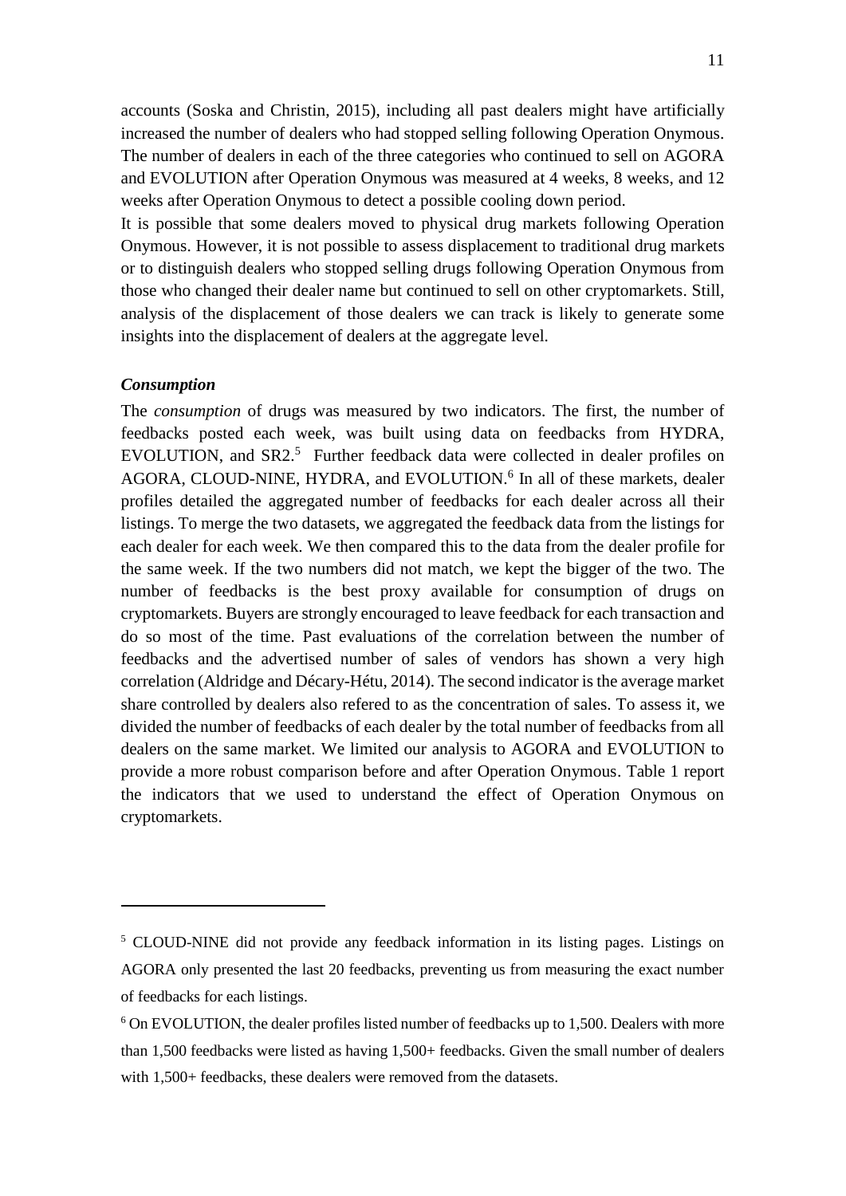accounts (Soska and Christin, 2015), including all past dealers might have artificially increased the number of dealers who had stopped selling following Operation Onymous. The number of dealers in each of the three categories who continued to sell on AGORA and EVOLUTION after Operation Onymous was measured at 4 weeks, 8 weeks, and 12 weeks after Operation Onymous to detect a possible cooling down period.

It is possible that some dealers moved to physical drug markets following Operation Onymous. However, it is not possible to assess displacement to traditional drug markets or to distinguish dealers who stopped selling drugs following Operation Onymous from those who changed their dealer name but continued to sell on other cryptomarkets. Still, analysis of the displacement of those dealers we can track is likely to generate some insights into the displacement of dealers at the aggregate level.

***Consumption***

The *consumption* of drugs was measured by two indicators. The first, the number of feedbacks posted each week, was built using data on feedbacks from HYDRA, EVOLUTION, and SR2.[5] Further feedback data were collected in dealer profiles on AGORA, CLOUD-NINE, HYDRA, and EVOLUTION.[6] In all of these markets, dealer profiles detailed the aggregated number of feedbacks for each dealer across all their listings. To merge the two datasets, we aggregated the feedback data from the listings for each dealer for each week. We then compared this to the data from the dealer profile for the same week. If the two numbers did not match, we kept the bigger of the two. The number of feedbacks is the best proxy available for consumption of drugs on cryptomarkets. Buyers are strongly encouraged to leave feedback for each transaction and do so most of the time. Past evaluations of the correlation between the number of feedbacks and the advertised number of sales of vendors has shown a very high correlation (Aldridge and Décary-Hétu, 2014). The second indicator is the average market share controlled by dealers also refered to as the concentration of sales. To assess it, we divided the number of feedbacks of each dealer by the total number of feedbacks from all dealers on the same market. We limited our analysis to AGORA and EVOLUTION to provide a more robust comparison before and after Operation Onymous. Table 1 report the indicators that we used to understand the effect of Operation Onymous on cryptomarkets.

---

[5] CLOUD-NINE did not provide any feedback information in its listing pages. Listings on AGORA only presented the last 20 feedbacks, preventing us from measuring the exact number of feedbacks for each listings.

[6] On EVOLUTION, the dealer profiles listed number of feedbacks up to 1,500. Dealers with more than 1,500 feedbacks were listed as having 1,500+ feedbacks. Given the small number of dealers with 1,500+ feedbacks, these dealers were removed from the datasets.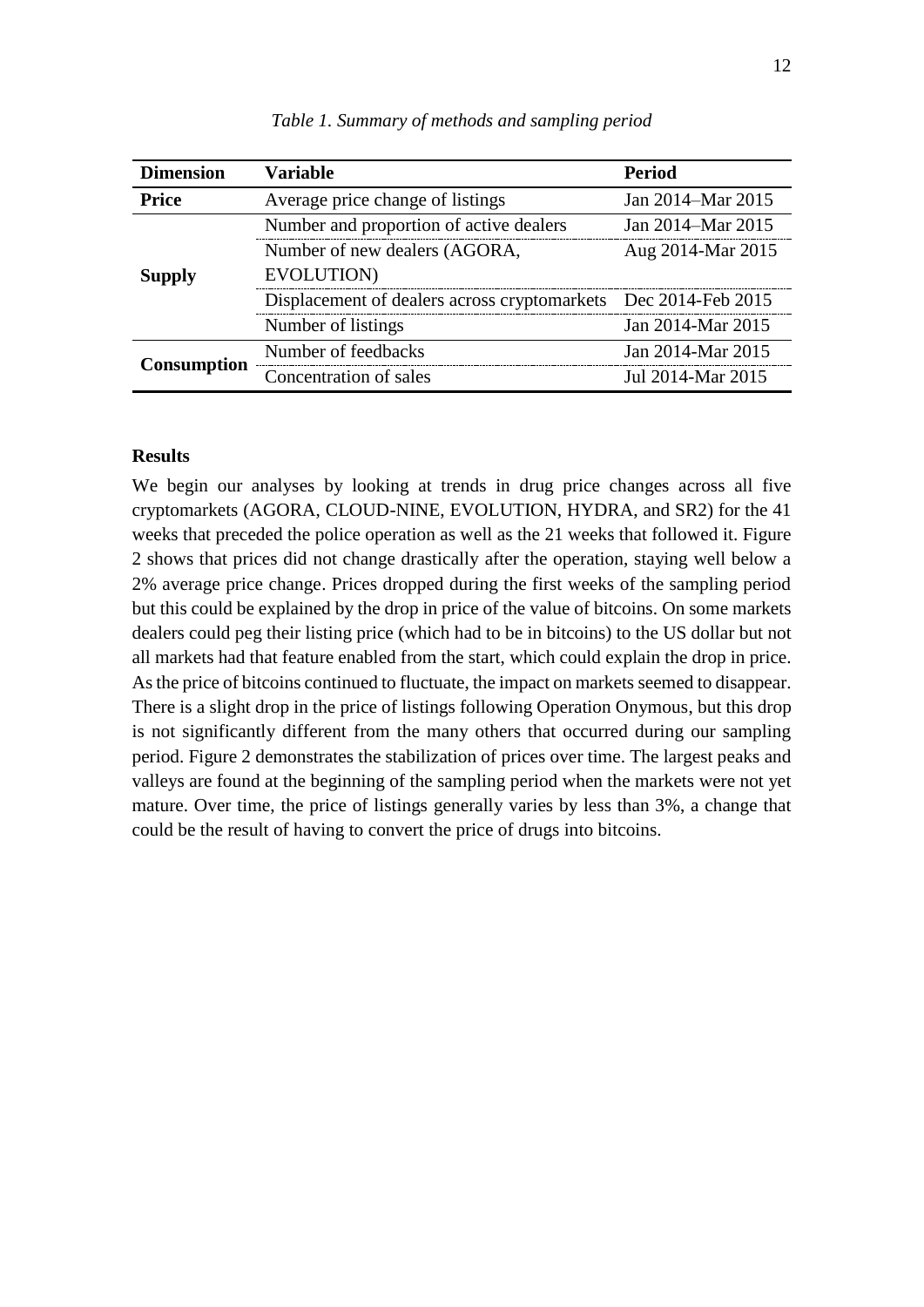*Table 1. Summary of methods and sampling period*

| Dimension | Variable | Period |
| --- | --- | --- |
| **Price** | Average price change of listings | Jan 2014–Mar 2015 |
| **Supply** | Number and proportion of active dealers | Jan 2014–Mar 2015 |
| | Number of new dealers (AGORA, EVOLUTION) | Aug 2014-Mar 2015 |
| | Displacement of dealers across cryptomarkets | Dec 2014-Feb 2015 |
| | Number of listings | Jan 2014-Mar 2015 |
| **Consumption** | Number of feedbacks | Jan 2014-Mar 2015 |
| | Concentration of sales | Jul 2014-Mar 2015 |

**Results**

We begin our analyses by looking at trends in drug price changes across all five cryptomarkets (AGORA, CLOUD-NINE, EVOLUTION, HYDRA, and SR2) for the 41 weeks that preceded the police operation as well as the 21 weeks that followed it. Figure 2 shows that prices did not change drastically after the operation, staying well below a 2% average price change. Prices dropped during the first weeks of the sampling period but this could be explained by the drop in price of the value of bitcoins. On some markets dealers could peg their listing price (which had to be in bitcoins) to the US dollar but not all markets had that feature enabled from the start, which could explain the drop in price. As the price of bitcoins continued to fluctuate, the impact on markets seemed to disappear. There is a slight drop in the price of listings following Operation Onymous, but this drop is not significantly different from the many others that occurred during our sampling period. Figure 2 demonstrates the stabilization of prices over time. The largest peaks and valleys are found at the beginning of the sampling period when the markets were not yet mature. Over time, the price of listings generally varies by less than 3%, a change that could be the result of having to convert the price of drugs into bitcoins.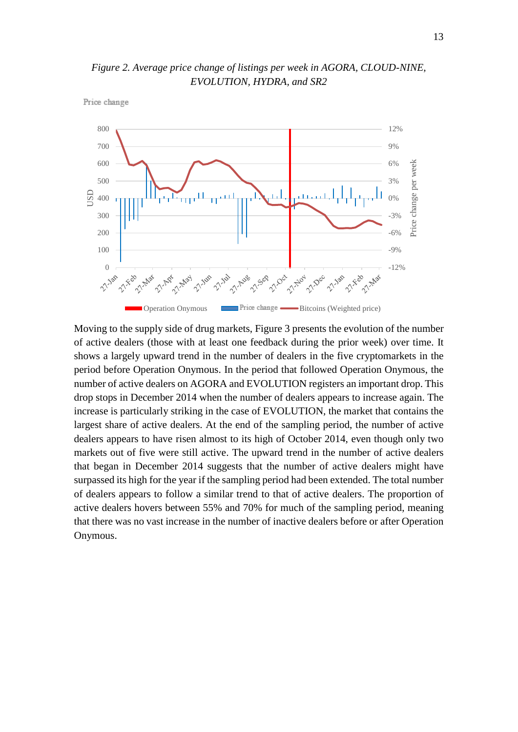*Figure 2. Average price change of listings per week in AGORA, CLOUD-NINE, EVOLUTION, HYDRA, and SR2*

Moving to the supply side of drug markets, Figure 3 presents the evolution of the number of active dealers (those with at least one feedback during the prior week) over time. It shows a largely upward trend in the number of dealers in the five cryptomarkets in the period before Operation Onymous. In the period that followed Operation Onymous, the number of active dealers on AGORA and EVOLUTION registers an important drop. This drop stops in December 2014 when the number of dealers appears to increase again. The increase is particularly striking in the case of EVOLUTION, the market that contains the largest share of active dealers. At the end of the sampling period, the number of active dealers appears to have risen almost to its high of October 2014, even though only two markets out of five were still active. The upward trend in the number of active dealers that began in December 2014 suggests that the number of active dealers might have surpassed its high for the year if the sampling period had been extended. The total number of dealers appears to follow a similar trend to that of active dealers. The proportion of active dealers hovers between 55% and 70% for much of the sampling period, meaning that there was no vast increase in the number of inactive dealers before or after Operation Onymous.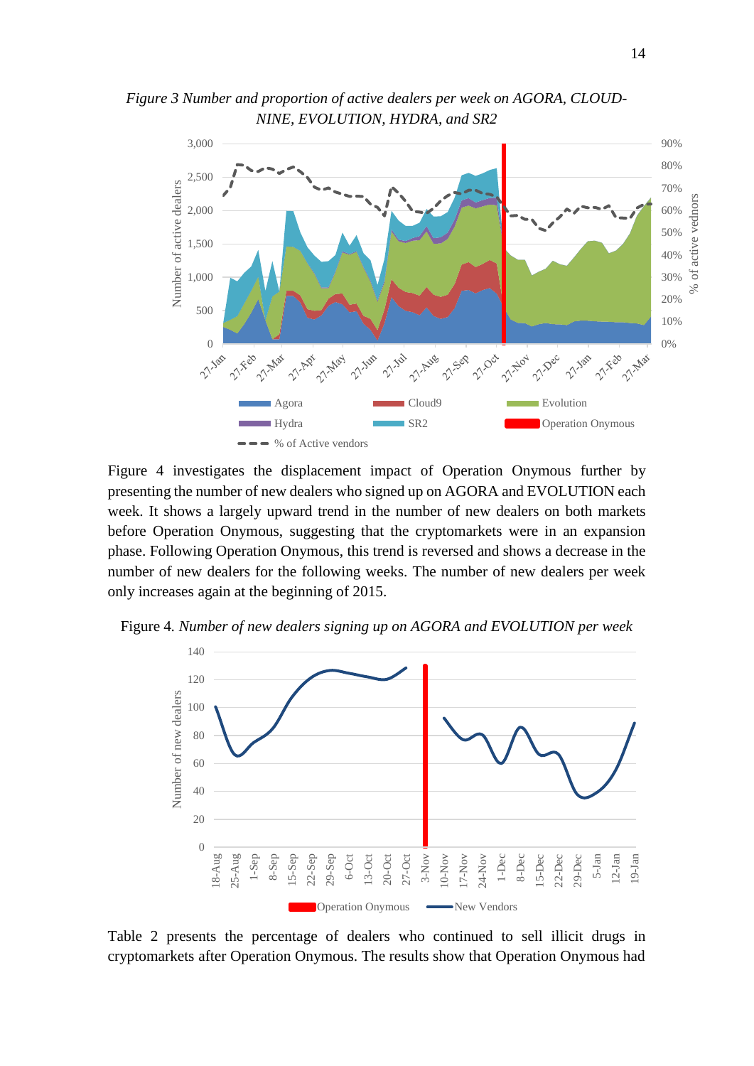*Figure 3 Number and proportion of active dealers per week on AGORA, CLOUD-NINE, EVOLUTION, HYDRA, and SR2*

Figure 4 investigates the displacement impact of Operation Onymous further by presenting the number of new dealers who signed up on AGORA and EVOLUTION each week. It shows a largely upward trend in the number of new dealers on both markets before Operation Onymous, suggesting that the cryptomarkets were in an expansion phase. Following Operation Onymous, this trend is reversed and shows a decrease in the number of new dealers for the following weeks. The number of new dealers per week only increases again at the beginning of 2015.

Figure 4. *Number of new dealers signing up on AGORA and EVOLUTION per week*

Table 2 presents the percentage of dealers who continued to sell illicit drugs in cryptomarkets after Operation Onymous. The results show that Operation Onymous had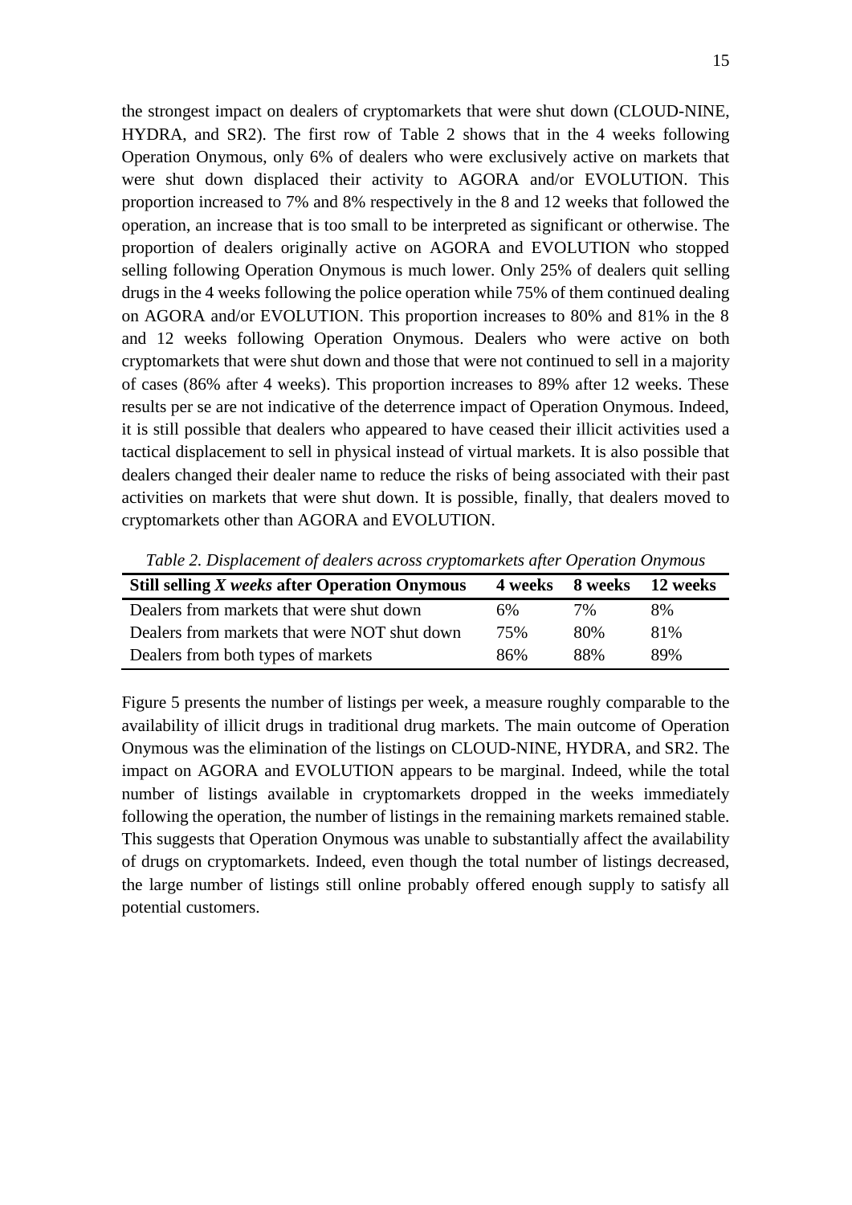the strongest impact on dealers of cryptomarkets that were shut down (CLOUD-NINE, HYDRA, and SR2). The first row of Table 2 shows that in the 4 weeks following Operation Onymous, only 6% of dealers who were exclusively active on markets that were shut down displaced their activity to AGORA and/or EVOLUTION. This proportion increased to 7% and 8% respectively in the 8 and 12 weeks that followed the operation, an increase that is too small to be interpreted as significant or otherwise. The proportion of dealers originally active on AGORA and EVOLUTION who stopped selling following Operation Onymous is much lower. Only 25% of dealers quit selling drugs in the 4 weeks following the police operation while 75% of them continued dealing on AGORA and/or EVOLUTION. This proportion increases to 80% and 81% in the 8 and 12 weeks following Operation Onymous. Dealers who were active on both cryptomarkets that were shut down and those that were not continued to sell in a majority of cases (86% after 4 weeks). This proportion increases to 89% after 12 weeks. These results per se are not indicative of the deterrence impact of Operation Onymous. Indeed, it is still possible that dealers who appeared to have ceased their illicit activities used a tactical displacement to sell in physical instead of virtual markets. It is also possible that dealers changed their dealer name to reduce the risks of being associated with their past activities on markets that were shut down. It is possible, finally, that dealers moved to cryptomarkets other than AGORA and EVOLUTION.

*Table 2. Displacement of dealers across cryptomarkets after Operation Onymous*

| **Still selling *X weeks* after Operation Onymous** | **4 weeks** | **8 weeks** | **12 weeks** |
|---|---|---|---|
| Dealers from markets that were shut down | 6% | 7% | 8% |
| Dealers from markets that were NOT shut down | 75% | 80% | 81% |
| Dealers from both types of markets | 86% | 88% | 89% |

Figure 5 presents the number of listings per week, a measure roughly comparable to the availability of illicit drugs in traditional drug markets. The main outcome of Operation Onymous was the elimination of the listings on CLOUD-NINE, HYDRA, and SR2. The impact on AGORA and EVOLUTION appears to be marginal. Indeed, while the total number of listings available in cryptomarkets dropped in the weeks immediately following the operation, the number of listings in the remaining markets remained stable. This suggests that Operation Onymous was unable to substantially affect the availability of drugs on cryptomarkets. Indeed, even though the total number of listings decreased, the large number of listings still online probably offered enough supply to satisfy all potential customers.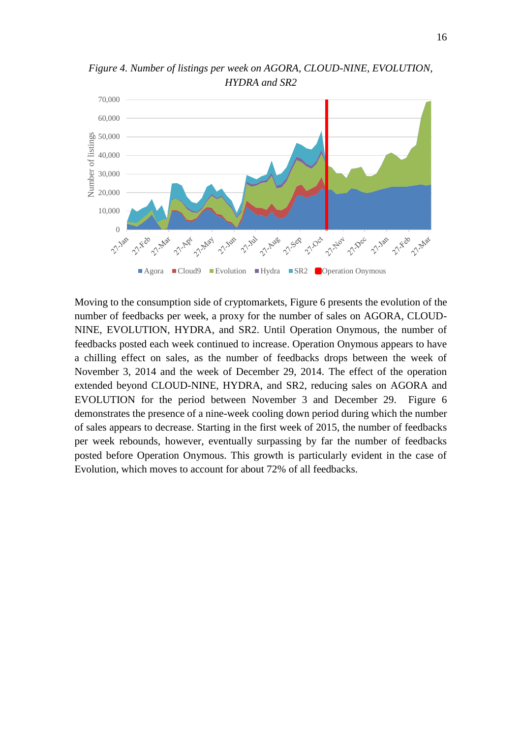*Figure 4. Number of listings per week on AGORA, CLOUD-NINE, EVOLUTION, HYDRA and SR2*

Moving to the consumption side of cryptomarkets, Figure 6 presents the evolution of the number of feedbacks per week, a proxy for the number of sales on AGORA, CLOUD-NINE, EVOLUTION, HYDRA, and SR2. Until Operation Onymous, the number of feedbacks posted each week continued to increase. Operation Onymous appears to have a chilling effect on sales, as the number of feedbacks drops between the week of November 3, 2014 and the week of December 29, 2014. The effect of the operation extended beyond CLOUD-NINE, HYDRA, and SR2, reducing sales on AGORA and EVOLUTION for the period between November 3 and December 29. Figure 6 demonstrates the presence of a nine-week cooling down period during which the number of sales appears to decrease. Starting in the first week of 2015, the number of feedbacks per week rebounds, however, eventually surpassing by far the number of feedbacks posted before Operation Onymous. This growth is particularly evident in the case of Evolution, which moves to account for about 72% of all feedbacks.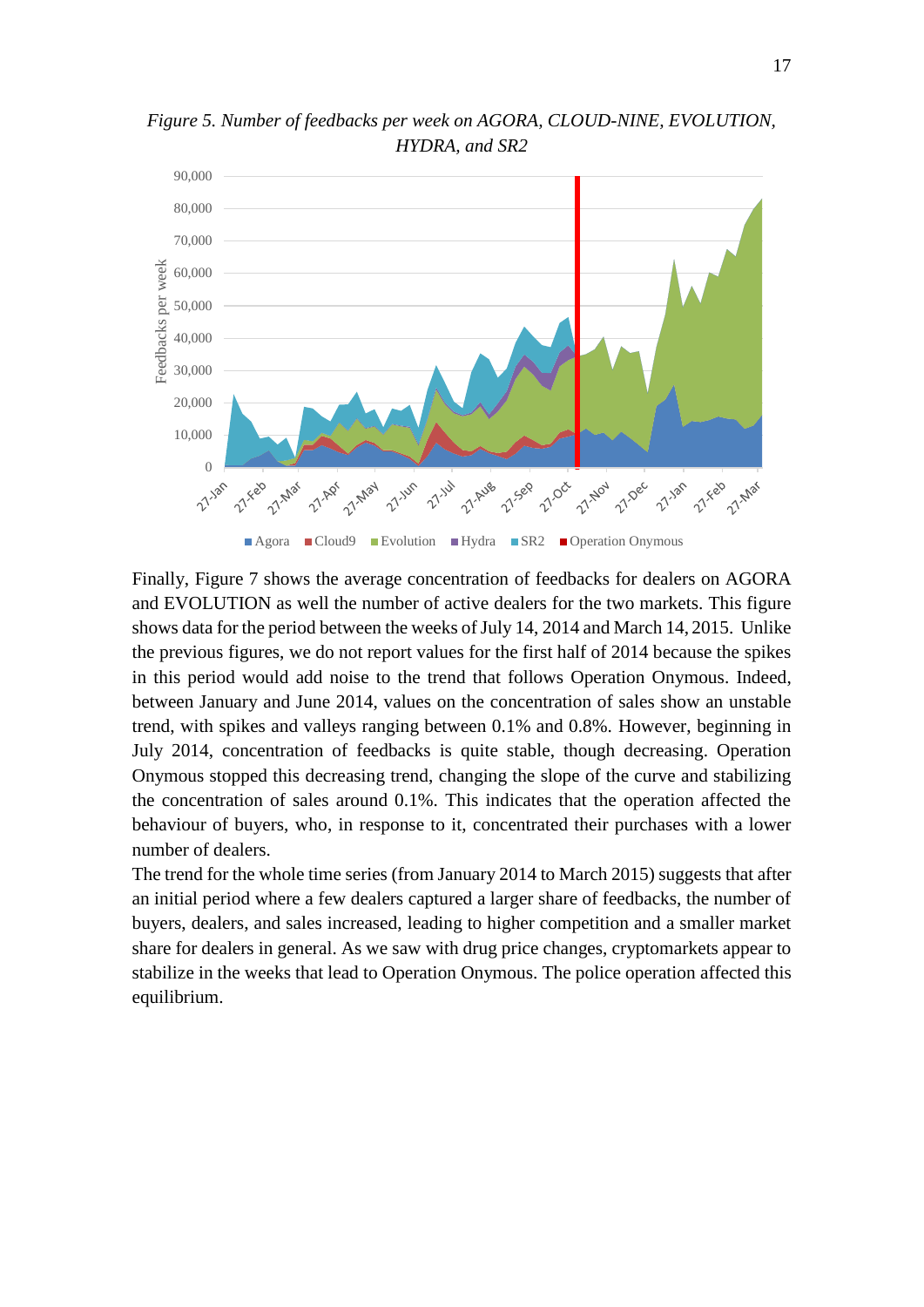*Figure 5. Number of feedbacks per week on AGORA, CLOUD-NINE, EVOLUTION, HYDRA, and SR2*

Finally, Figure 7 shows the average concentration of feedbacks for dealers on AGORA and EVOLUTION as well the number of active dealers for the two markets. This figure shows data for the period between the weeks of July 14, 2014 and March 14, 2015. Unlike the previous figures, we do not report values for the first half of 2014 because the spikes in this period would add noise to the trend that follows Operation Onymous. Indeed, between January and June 2014, values on the concentration of sales show an unstable trend, with spikes and valleys ranging between 0.1% and 0.8%. However, beginning in July 2014, concentration of feedbacks is quite stable, though decreasing. Operation Onymous stopped this decreasing trend, changing the slope of the curve and stabilizing the concentration of sales around 0.1%. This indicates that the operation affected the behaviour of buyers, who, in response to it, concentrated their purchases with a lower number of dealers.

The trend for the whole time series (from January 2014 to March 2015) suggests that after an initial period where a few dealers captured a larger share of feedbacks, the number of buyers, dealers, and sales increased, leading to higher competition and a smaller market share for dealers in general. As we saw with drug price changes, cryptomarkets appear to stabilize in the weeks that lead to Operation Onymous. The police operation affected this equilibrium.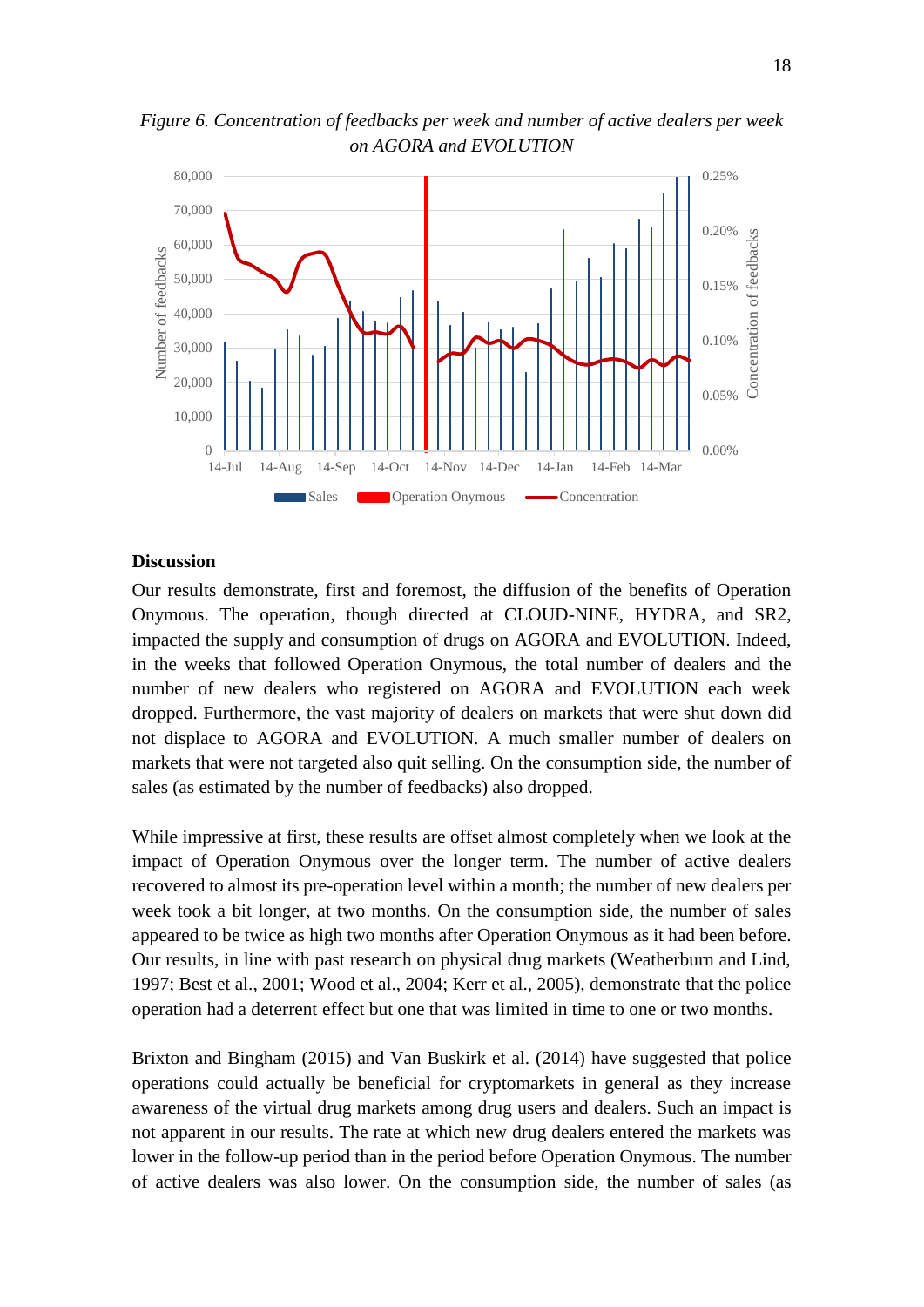*Figure 6. Concentration of feedbacks per week and number of active dealers per week on AGORA and EVOLUTION*

**Discussion**

Our results demonstrate, first and foremost, the diffusion of the benefits of Operation Onymous. The operation, though directed at CLOUD-NINE, HYDRA, and SR2, impacted the supply and consumption of drugs on AGORA and EVOLUTION. Indeed, in the weeks that followed Operation Onymous, the total number of dealers and the number of new dealers who registered on AGORA and EVOLUTION each week dropped. Furthermore, the vast majority of dealers on markets that were shut down did not displace to AGORA and EVOLUTION. A much smaller number of dealers on markets that were not targeted also quit selling. On the consumption side, the number of sales (as estimated by the number of feedbacks) also dropped.

While impressive at first, these results are offset almost completely when we look at the impact of Operation Onymous over the longer term. The number of active dealers recovered to almost its pre-operation level within a month; the number of new dealers per week took a bit longer, at two months. On the consumption side, the number of sales appeared to be twice as high two months after Operation Onymous as it had been before. Our results, in line with past research on physical drug markets (Weatherburn and Lind, 1997; Best et al., 2001; Wood et al., 2004; Kerr et al., 2005), demonstrate that the police operation had a deterrent effect but one that was limited in time to one or two months.

Brixton and Bingham (2015) and Van Buskirk et al. (2014) have suggested that police operations could actually be beneficial for cryptomarkets in general as they increase awareness of the virtual drug markets among drug users and dealers. Such an impact is not apparent in our results. The rate at which new drug dealers entered the markets was lower in the follow-up period than in the period before Operation Onymous. The number of active dealers was also lower. On the consumption side, the number of sales (as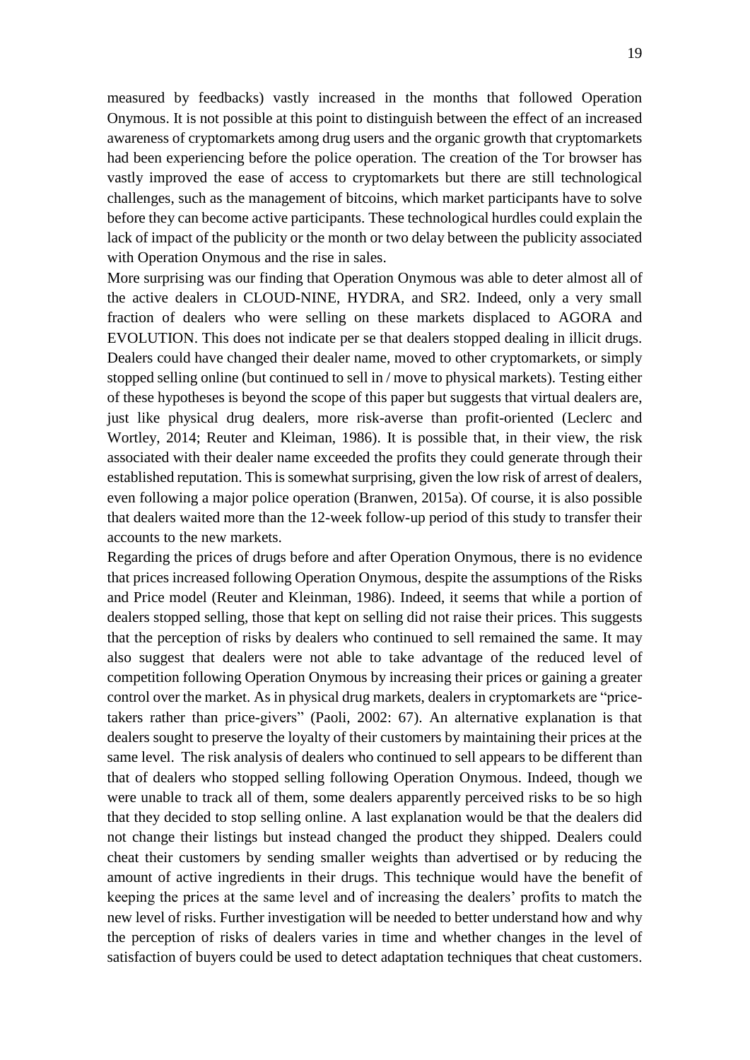measured by feedbacks) vastly increased in the months that followed Operation Onymous. It is not possible at this point to distinguish between the effect of an increased awareness of cryptomarkets among drug users and the organic growth that cryptomarkets had been experiencing before the police operation. The creation of the Tor browser has vastly improved the ease of access to cryptomarkets but there are still technological challenges, such as the management of bitcoins, which market participants have to solve before they can become active participants. These technological hurdles could explain the lack of impact of the publicity or the month or two delay between the publicity associated with Operation Onymous and the rise in sales.

More surprising was our finding that Operation Onymous was able to deter almost all of the active dealers in CLOUD-NINE, HYDRA, and SR2. Indeed, only a very small fraction of dealers who were selling on these markets displaced to AGORA and EVOLUTION. This does not indicate per se that dealers stopped dealing in illicit drugs. Dealers could have changed their dealer name, moved to other cryptomarkets, or simply stopped selling online (but continued to sell in / move to physical markets). Testing either of these hypotheses is beyond the scope of this paper but suggests that virtual dealers are, just like physical drug dealers, more risk-averse than profit-oriented (Leclerc and Wortley, 2014; Reuter and Kleiman, 1986). It is possible that, in their view, the risk associated with their dealer name exceeded the profits they could generate through their established reputation. This is somewhat surprising, given the low risk of arrest of dealers, even following a major police operation (Branwen, 2015a). Of course, it is also possible that dealers waited more than the 12-week follow-up period of this study to transfer their accounts to the new markets.

Regarding the prices of drugs before and after Operation Onymous, there is no evidence that prices increased following Operation Onymous, despite the assumptions of the Risks and Price model (Reuter and Kleinman, 1986). Indeed, it seems that while a portion of dealers stopped selling, those that kept on selling did not raise their prices. This suggests that the perception of risks by dealers who continued to sell remained the same. It may also suggest that dealers were not able to take advantage of the reduced level of competition following Operation Onymous by increasing their prices or gaining a greater control over the market. As in physical drug markets, dealers in cryptomarkets are "price-takers rather than price-givers" (Paoli, 2002: 67). An alternative explanation is that dealers sought to preserve the loyalty of their customers by maintaining their prices at the same level. The risk analysis of dealers who continued to sell appears to be different than that of dealers who stopped selling following Operation Onymous. Indeed, though we were unable to track all of them, some dealers apparently perceived risks to be so high that they decided to stop selling online. A last explanation would be that the dealers did not change their listings but instead changed the product they shipped. Dealers could cheat their customers by sending smaller weights than advertised or by reducing the amount of active ingredients in their drugs. This technique would have the benefit of keeping the prices at the same level and of increasing the dealers' profits to match the new level of risks. Further investigation will be needed to better understand how and why the perception of risks of dealers varies in time and whether changes in the level of satisfaction of buyers could be used to detect adaptation techniques that cheat customers.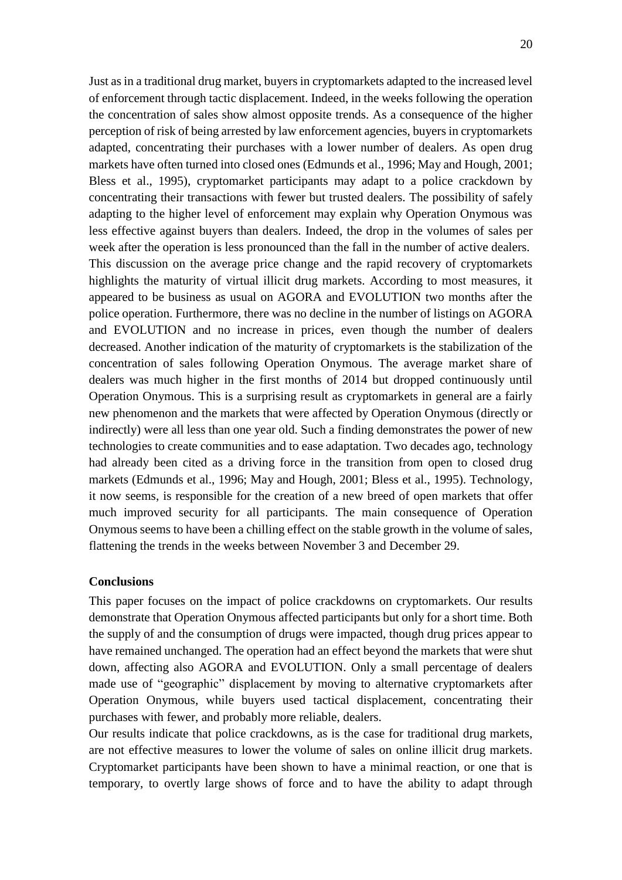Just as in a traditional drug market, buyers in cryptomarkets adapted to the increased level of enforcement through tactic displacement. Indeed, in the weeks following the operation the concentration of sales show almost opposite trends. As a consequence of the higher perception of risk of being arrested by law enforcement agencies, buyers in cryptomarkets adapted, concentrating their purchases with a lower number of dealers. As open drug markets have often turned into closed ones (Edmunds et al., 1996; May and Hough, 2001; Bless et al., 1995), cryptomarket participants may adapt to a police crackdown by concentrating their transactions with fewer but trusted dealers. The possibility of safely adapting to the higher level of enforcement may explain why Operation Onymous was less effective against buyers than dealers. Indeed, the drop in the volumes of sales per week after the operation is less pronounced than the fall in the number of active dealers.

This discussion on the average price change and the rapid recovery of cryptomarkets highlights the maturity of virtual illicit drug markets. According to most measures, it appeared to be business as usual on AGORA and EVOLUTION two months after the police operation. Furthermore, there was no decline in the number of listings on AGORA and EVOLUTION and no increase in prices, even though the number of dealers decreased. Another indication of the maturity of cryptomarkets is the stabilization of the concentration of sales following Operation Onymous. The average market share of dealers was much higher in the first months of 2014 but dropped continuously until Operation Onymous. This is a surprising result as cryptomarkets in general are a fairly new phenomenon and the markets that were affected by Operation Onymous (directly or indirectly) were all less than one year old. Such a finding demonstrates the power of new technologies to create communities and to ease adaptation. Two decades ago, technology had already been cited as a driving force in the transition from open to closed drug markets (Edmunds et al., 1996; May and Hough, 2001; Bless et al., 1995). Technology, it now seems, is responsible for the creation of a new breed of open markets that offer much improved security for all participants. The main consequence of Operation Onymous seems to have been a chilling effect on the stable growth in the volume of sales, flattening the trends in the weeks between November 3 and December 29.

**Conclusions**

This paper focuses on the impact of police crackdowns on cryptomarkets. Our results demonstrate that Operation Onymous affected participants but only for a short time. Both the supply of and the consumption of drugs were impacted, though drug prices appear to have remained unchanged. The operation had an effect beyond the markets that were shut down, affecting also AGORA and EVOLUTION. Only a small percentage of dealers made use of "geographic" displacement by moving to alternative cryptomarkets after Operation Onymous, while buyers used tactical displacement, concentrating their purchases with fewer, and probably more reliable, dealers.

Our results indicate that police crackdowns, as is the case for traditional drug markets, are not effective measures to lower the volume of sales on online illicit drug markets. Cryptomarket participants have been shown to have a minimal reaction, or one that is temporary, to overtly large shows of force and to have the ability to adapt through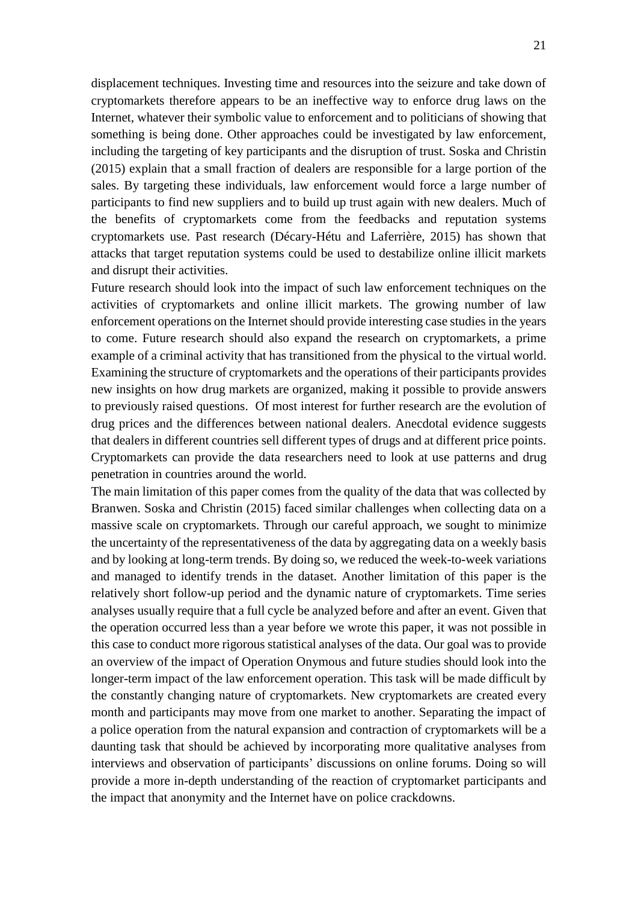displacement techniques. Investing time and resources into the seizure and take down of cryptomarkets therefore appears to be an ineffective way to enforce drug laws on the Internet, whatever their symbolic value to enforcement and to politicians of showing that something is being done. Other approaches could be investigated by law enforcement, including the targeting of key participants and the disruption of trust. Soska and Christin (2015) explain that a small fraction of dealers are responsible for a large portion of the sales. By targeting these individuals, law enforcement would force a large number of participants to find new suppliers and to build up trust again with new dealers. Much of the benefits of cryptomarkets come from the feedbacks and reputation systems cryptomarkets use. Past research (Décary-Hétu and Laferrière, 2015) has shown that attacks that target reputation systems could be used to destabilize online illicit markets and disrupt their activities.

Future research should look into the impact of such law enforcement techniques on the activities of cryptomarkets and online illicit markets. The growing number of law enforcement operations on the Internet should provide interesting case studies in the years to come. Future research should also expand the research on cryptomarkets, a prime example of a criminal activity that has transitioned from the physical to the virtual world. Examining the structure of cryptomarkets and the operations of their participants provides new insights on how drug markets are organized, making it possible to provide answers to previously raised questions. Of most interest for further research are the evolution of drug prices and the differences between national dealers. Anecdotal evidence suggests that dealers in different countries sell different types of drugs and at different price points. Cryptomarkets can provide the data researchers need to look at use patterns and drug penetration in countries around the world.

The main limitation of this paper comes from the quality of the data that was collected by Branwen. Soska and Christin (2015) faced similar challenges when collecting data on a massive scale on cryptomarkets. Through our careful approach, we sought to minimize the uncertainty of the representativeness of the data by aggregating data on a weekly basis and by looking at long-term trends. By doing so, we reduced the week-to-week variations and managed to identify trends in the dataset. Another limitation of this paper is the relatively short follow-up period and the dynamic nature of cryptomarkets. Time series analyses usually require that a full cycle be analyzed before and after an event. Given that the operation occurred less than a year before we wrote this paper, it was not possible in this case to conduct more rigorous statistical analyses of the data. Our goal was to provide an overview of the impact of Operation Onymous and future studies should look into the longer-term impact of the law enforcement operation. This task will be made difficult by the constantly changing nature of cryptomarkets. New cryptomarkets are created every month and participants may move from one market to another. Separating the impact of a police operation from the natural expansion and contraction of cryptomarkets will be a daunting task that should be achieved by incorporating more qualitative analyses from interviews and observation of participants' discussions on online forums. Doing so will provide a more in-depth understanding of the reaction of cryptomarket participants and the impact that anonymity and the Internet have on police crackdowns.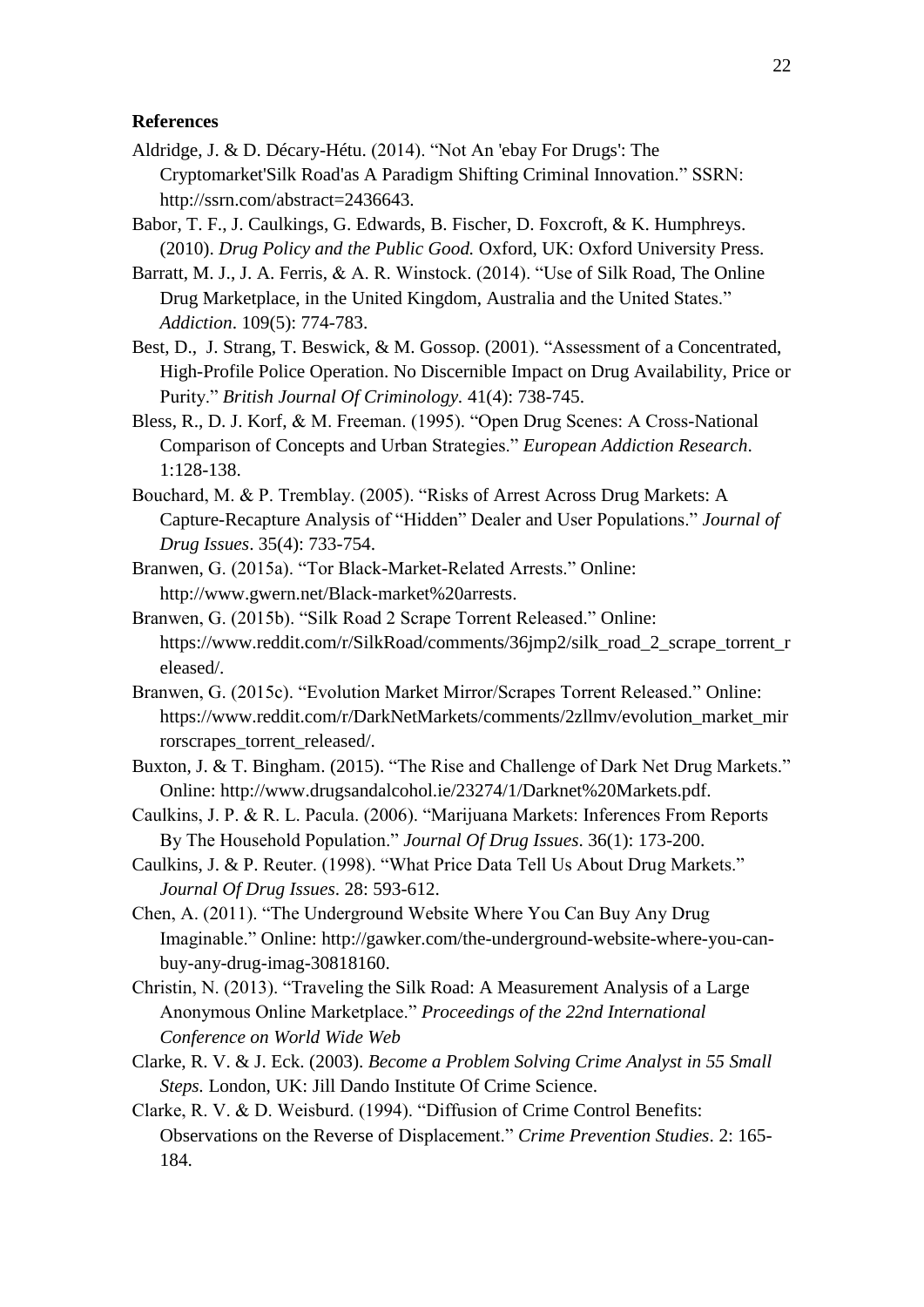**References**

Aldridge, J. & D. Décary-Hétu. (2014). "Not An 'ebay For Drugs': The Cryptomarket'Silk Road'as A Paradigm Shifting Criminal Innovation." SSRN: http://ssrn.com/abstract=2436643.

Babor, T. F., J. Caulkings, G. Edwards, B. Fischer, D. Foxcroft, & K. Humphreys. (2010). *Drug Policy and the Public Good.* Oxford, UK: Oxford University Press.

Barratt, M. J., J. A. Ferris, & A. R. Winstock. (2014). "Use of Silk Road, The Online Drug Marketplace, in the United Kingdom, Australia and the United States." *Addiction*. 109(5): 774-783.

Best, D., J. Strang, T. Beswick, & M. Gossop. (2001). "Assessment of a Concentrated, High-Profile Police Operation. No Discernible Impact on Drug Availability, Price or Purity." *British Journal Of Criminology*. 41(4): 738-745.

Bless, R., D. J. Korf, & M. Freeman. (1995). "Open Drug Scenes: A Cross-National Comparison of Concepts and Urban Strategies." *European Addiction Research*. 1:128-138.

Bouchard, M. & P. Tremblay. (2005). "Risks of Arrest Across Drug Markets: A Capture-Recapture Analysis of "Hidden" Dealer and User Populations." *Journal of Drug Issues*. 35(4): 733-754.

Branwen, G. (2015a). "Tor Black-Market-Related Arrests." Online: http://www.gwern.net/Black-market%20arrests.

Branwen, G. (2015b). "Silk Road 2 Scrape Torrent Released." Online: https://www.reddit.com/r/SilkRoad/comments/36jmp2/silk_road_2_scrape_torrent_released/.

Branwen, G. (2015c). "Evolution Market Mirror/Scrapes Torrent Released." Online: https://www.reddit.com/r/DarkNetMarkets/comments/2zllmv/evolution_market_mirrorscrapes_torrent_released/.

Buxton, J. & T. Bingham. (2015). "The Rise and Challenge of Dark Net Drug Markets." Online: http://www.drugsandalcohol.ie/23274/1/Darknet%20Markets.pdf.

Caulkins, J. P. & R. L. Pacula. (2006). "Marijuana Markets: Inferences From Reports By The Household Population." *Journal Of Drug Issues*. 36(1): 173-200.

Caulkins, J. & P. Reuter. (1998). "What Price Data Tell Us About Drug Markets." *Journal Of Drug Issues*. 28: 593-612.

Chen, A. (2011). "The Underground Website Where You Can Buy Any Drug Imaginable." Online: http://gawker.com/the-underground-website-where-you-can-buy-any-drug-imag-30818160.

Christin, N. (2013). "Traveling the Silk Road: A Measurement Analysis of a Large Anonymous Online Marketplace." *Proceedings of the 22nd International Conference on World Wide Web*

Clarke, R. V. & J. Eck. (2003). *Become a Problem Solving Crime Analyst in 55 Small Steps.* London, UK: Jill Dando Institute Of Crime Science.

Clarke, R. V. & D. Weisburd. (1994). "Diffusion of Crime Control Benefits: Observations on the Reverse of Displacement." *Crime Prevention Studies*. 2: 165-184.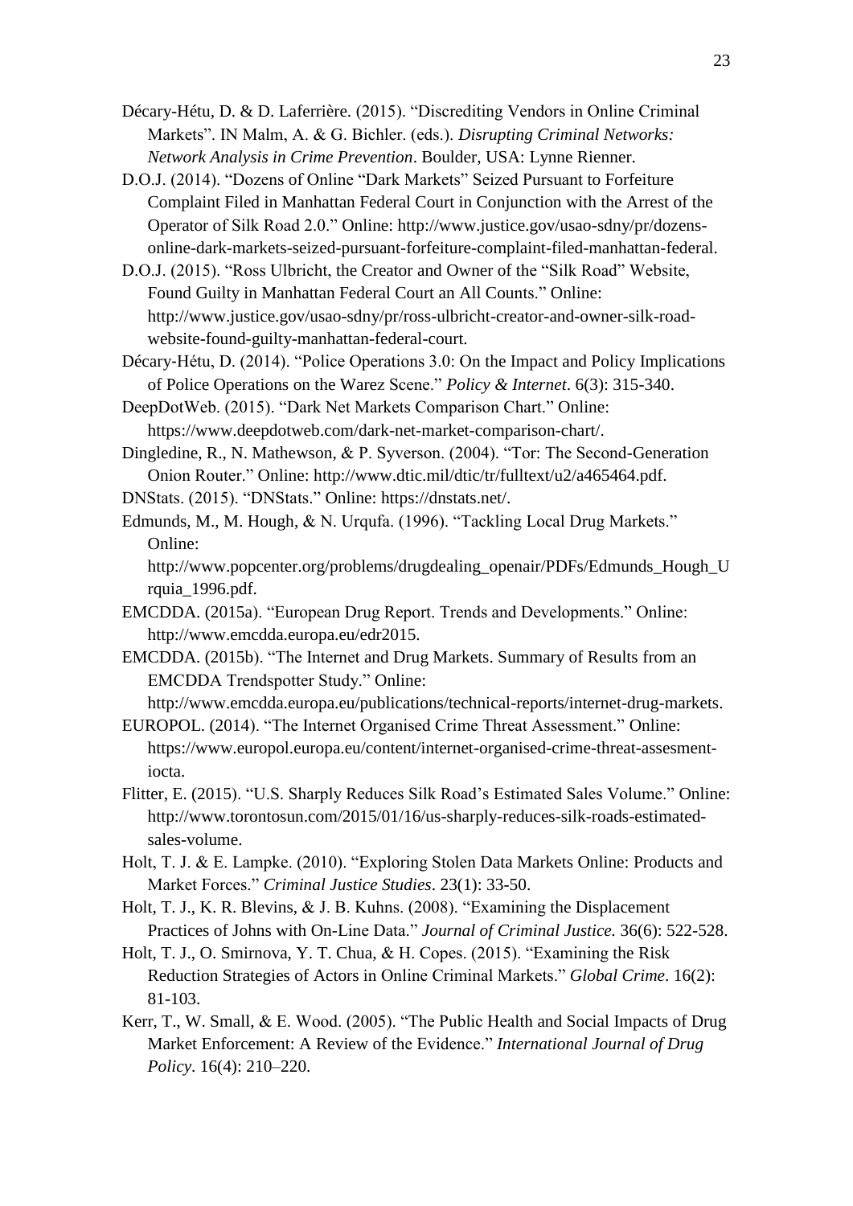Décary-Hétu, D. & D. Laferrière. (2015). "Discrediting Vendors in Online Criminal Markets". IN Malm, A. & G. Bichler. (eds.). *Disrupting Criminal Networks: Network Analysis in Crime Prevention*. Boulder, USA: Lynne Rienner.

D.O.J. (2014). "Dozens of Online "Dark Markets" Seized Pursuant to Forfeiture Complaint Filed in Manhattan Federal Court in Conjunction with the Arrest of the Operator of Silk Road 2.0." Online: http://www.justice.gov/usao-sdny/pr/dozens-online-dark-markets-seized-pursuant-forfeiture-complaint-filed-manhattan-federal.

D.O.J. (2015). "Ross Ulbricht, the Creator and Owner of the "Silk Road" Website, Found Guilty in Manhattan Federal Court an All Counts." Online: http://www.justice.gov/usao-sdny/pr/ross-ulbricht-creator-and-owner-silk-road-website-found-guilty-manhattan-federal-court.

Décary-Hétu, D. (2014). "Police Operations 3.0: On the Impact and Policy Implications of Police Operations on the Warez Scene." *Policy & Internet*. 6(3): 315-340.

DeepDotWeb. (2015). "Dark Net Markets Comparison Chart." Online: https://www.deepdotweb.com/dark-net-market-comparison-chart/.

Dingledine, R., N. Mathewson, & P. Syverson. (2004). "Tor: The Second-Generation Onion Router." Online: http://www.dtic.mil/dtic/tr/fulltext/u2/a465464.pdf.

DNStats. (2015). "DNStats." Online: https://dnstats.net/.

Edmunds, M., M. Hough, & N. Urqufa. (1996). "Tackling Local Drug Markets." Online: http://www.popcenter.org/problems/drugdealing_openair/PDFs/Edmunds_Hough_Urquia_1996.pdf.

EMCDDA. (2015a). "European Drug Report. Trends and Developments." Online: http://www.emcdda.europa.eu/edr2015.

EMCDDA. (2015b). "The Internet and Drug Markets. Summary of Results from an EMCDDA Trendspotter Study." Online: http://www.emcdda.europa.eu/publications/technical-reports/internet-drug-markets.

EUROPOL. (2014). "The Internet Organised Crime Threat Assessment." Online: https://www.europol.europa.eu/content/internet-organised-crime-threat-assesment-iocta.

Flitter, E. (2015). "U.S. Sharply Reduces Silk Road's Estimated Sales Volume." Online: http://www.torontosun.com/2015/01/16/us-sharply-reduces-silk-roads-estimated-sales-volume.

Holt, T. J. & E. Lampke. (2010). "Exploring Stolen Data Markets Online: Products and Market Forces." *Criminal Justice Studies*. 23(1): 33-50.

Holt, T. J., K. R. Blevins, & J. B. Kuhns. (2008). "Examining the Displacement Practices of Johns with On-Line Data." *Journal of Criminal Justice.* 36(6): 522-528.

Holt, T. J., O. Smirnova, Y. T. Chua, & H. Copes. (2015). "Examining the Risk Reduction Strategies of Actors in Online Criminal Markets." *Global Crime*. 16(2): 81-103.

Kerr, T., W. Small, & E. Wood. (2005). "The Public Health and Social Impacts of Drug Market Enforcement: A Review of the Evidence." *International Journal of Drug Policy*. 16(4): 210–220.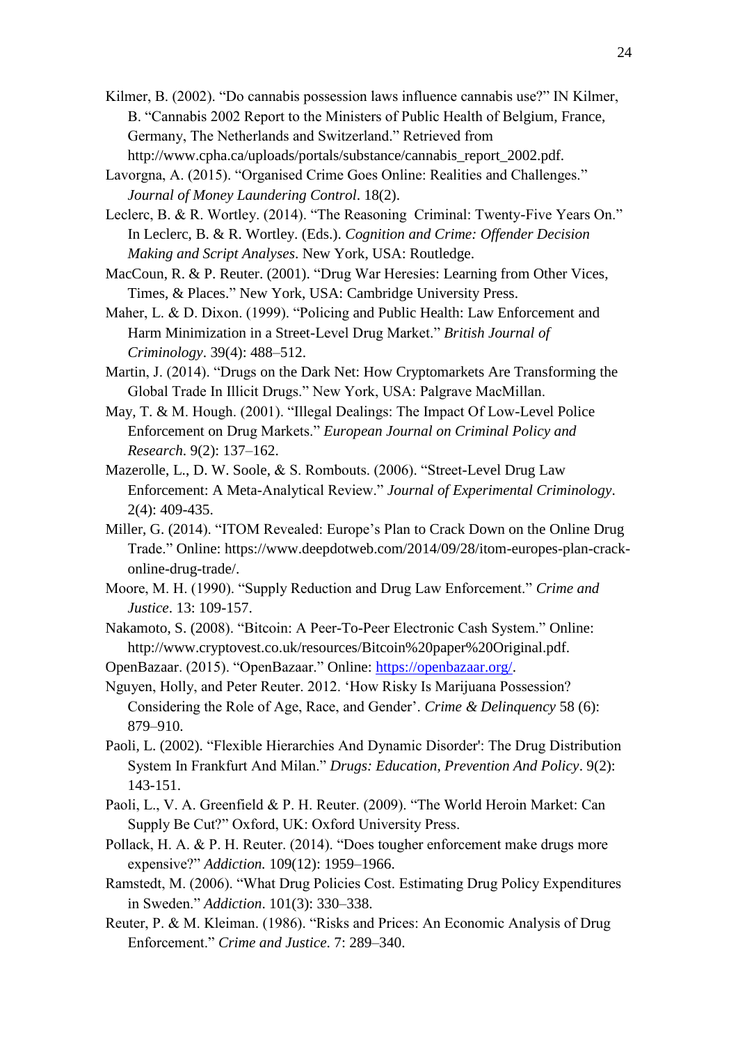Kilmer, B. (2002). "Do cannabis possession laws influence cannabis use?" IN Kilmer, B. "Cannabis 2002 Report to the Ministers of Public Health of Belgium, France, Germany, The Netherlands and Switzerland." Retrieved from http://www.cpha.ca/uploads/portals/substance/cannabis_report_2002.pdf.

Lavorgna, A. (2015). "Organised Crime Goes Online: Realities and Challenges." *Journal of Money Laundering Control*. 18(2).

Leclerc, B. & R. Wortley. (2014). "The Reasoning Criminal: Twenty-Five Years On." In Leclerc, B. & R. Wortley. (Eds.). *Cognition and Crime: Offender Decision Making and Script Analyses*. New York, USA: Routledge.

MacCoun, R. & P. Reuter. (2001). "Drug War Heresies: Learning from Other Vices, Times, & Places." New York, USA: Cambridge University Press.

Maher, L. & D. Dixon. (1999). "Policing and Public Health: Law Enforcement and Harm Minimization in a Street-Level Drug Market." *British Journal of Criminology*. 39(4): 488–512.

Martin, J. (2014). "Drugs on the Dark Net: How Cryptomarkets Are Transforming the Global Trade In Illicit Drugs." New York, USA: Palgrave MacMillan.

May, T. & M. Hough. (2001). "Illegal Dealings: The Impact Of Low-Level Police Enforcement on Drug Markets." *European Journal on Criminal Policy and Research*. 9(2): 137–162.

Mazerolle, L., D. W. Soole, & S. Rombouts. (2006). "Street-Level Drug Law Enforcement: A Meta-Analytical Review." *Journal of Experimental Criminology*. 2(4): 409-435.

Miller, G. (2014). "ITOM Revealed: Europe's Plan to Crack Down on the Online Drug Trade." Online: https://www.deepdotweb.com/2014/09/28/itom-europes-plan-crack-online-drug-trade/.

Moore, M. H. (1990). "Supply Reduction and Drug Law Enforcement." *Crime and Justice*. 13: 109-157.

Nakamoto, S. (2008). "Bitcoin: A Peer-To-Peer Electronic Cash System." Online: http://www.cryptovest.co.uk/resources/Bitcoin%20paper%20Original.pdf.

OpenBazaar. (2015). "OpenBazaar." Online: https://openbazaar.org/.

Nguyen, Holly, and Peter Reuter. 2012. 'How Risky Is Marijuana Possession? Considering the Role of Age, Race, and Gender'. *Crime & Delinquency* 58 (6): 879–910.

Paoli, L. (2002). "Flexible Hierarchies And Dynamic Disorder': The Drug Distribution System In Frankfurt And Milan." *Drugs: Education, Prevention And Policy*. 9(2): 143-151.

Paoli, L., V. A. Greenfield & P. H. Reuter. (2009). "The World Heroin Market: Can Supply Be Cut?" Oxford, UK: Oxford University Press.

Pollack, H. A. & P. H. Reuter. (2014). "Does tougher enforcement make drugs more expensive?" *Addiction.* 109(12): 1959–1966.

Ramstedt, M. (2006). "What Drug Policies Cost. Estimating Drug Policy Expenditures in Sweden." *Addiction*. 101(3): 330–338.

Reuter, P. & M. Kleiman. (1986). "Risks and Prices: An Economic Analysis of Drug Enforcement." *Crime and Justice*. 7: 289–340.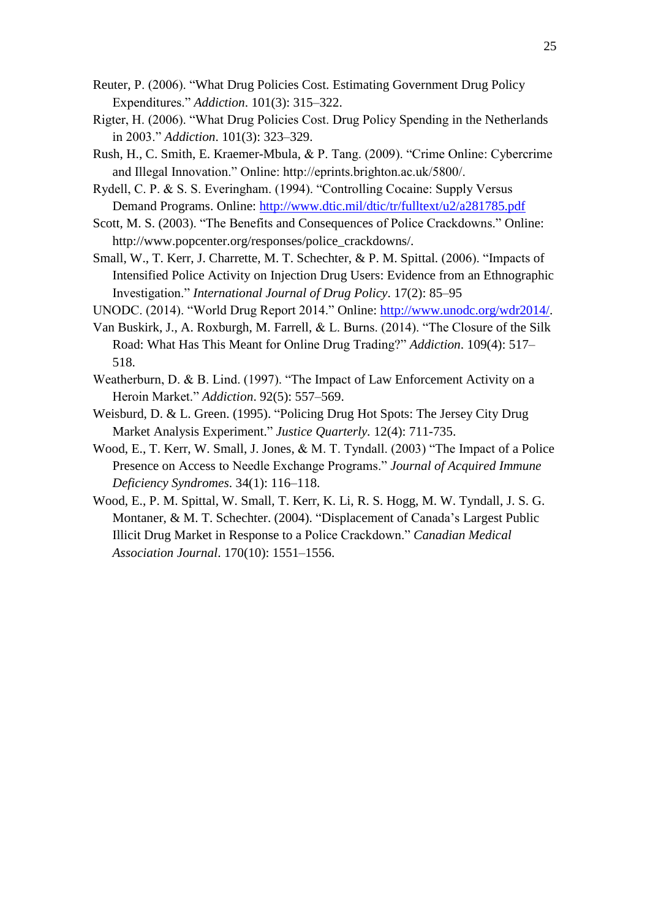Reuter, P. (2006). "What Drug Policies Cost. Estimating Government Drug Policy Expenditures." *Addiction*. 101(3): 315–322.

Rigter, H. (2006). "What Drug Policies Cost. Drug Policy Spending in the Netherlands in 2003." *Addiction*. 101(3): 323–329.

Rush, H., C. Smith, E. Kraemer-Mbula, & P. Tang. (2009). "Crime Online: Cybercrime and Illegal Innovation." Online: http://eprints.brighton.ac.uk/5800/.

Rydell, C. P. & S. S. Everingham. (1994). "Controlling Cocaine: Supply Versus Demand Programs. Online: http://www.dtic.mil/dtic/tr/fulltext/u2/a281785.pdf

Scott, M. S. (2003). "The Benefits and Consequences of Police Crackdowns." Online: http://www.popcenter.org/responses/police_crackdowns/.

Small, W., T. Kerr, J. Charrette, M. T. Schechter, & P. M. Spittal. (2006). "Impacts of Intensified Police Activity on Injection Drug Users: Evidence from an Ethnographic Investigation." *International Journal of Drug Policy*. 17(2): 85–95

UNODC. (2014). "World Drug Report 2014." Online: http://www.unodc.org/wdr2014/.

Van Buskirk, J., A. Roxburgh, M. Farrell, & L. Burns. (2014). "The Closure of the Silk Road: What Has This Meant for Online Drug Trading?" *Addiction*. 109(4): 517–518.

Weatherburn, D. & B. Lind. (1997). "The Impact of Law Enforcement Activity on a Heroin Market." *Addiction*. 92(5): 557–569.

Weisburd, D. & L. Green. (1995). "Policing Drug Hot Spots: The Jersey City Drug Market Analysis Experiment." *Justice Quarterly*. 12(4): 711-735.

Wood, E., T. Kerr, W. Small, J. Jones, & M. T. Tyndall. (2003) "The Impact of a Police Presence on Access to Needle Exchange Programs." *Journal of Acquired Immune Deficiency Syndromes*. 34(1): 116–118.

Wood, E., P. M. Spittal, W. Small, T. Kerr, K. Li, R. S. Hogg, M. W. Tyndall, J. S. G. Montaner, & M. T. Schechter. (2004). "Displacement of Canada's Largest Public Illicit Drug Market in Response to a Police Crackdown." *Canadian Medical Association Journal*. 170(10): 1551–1556.